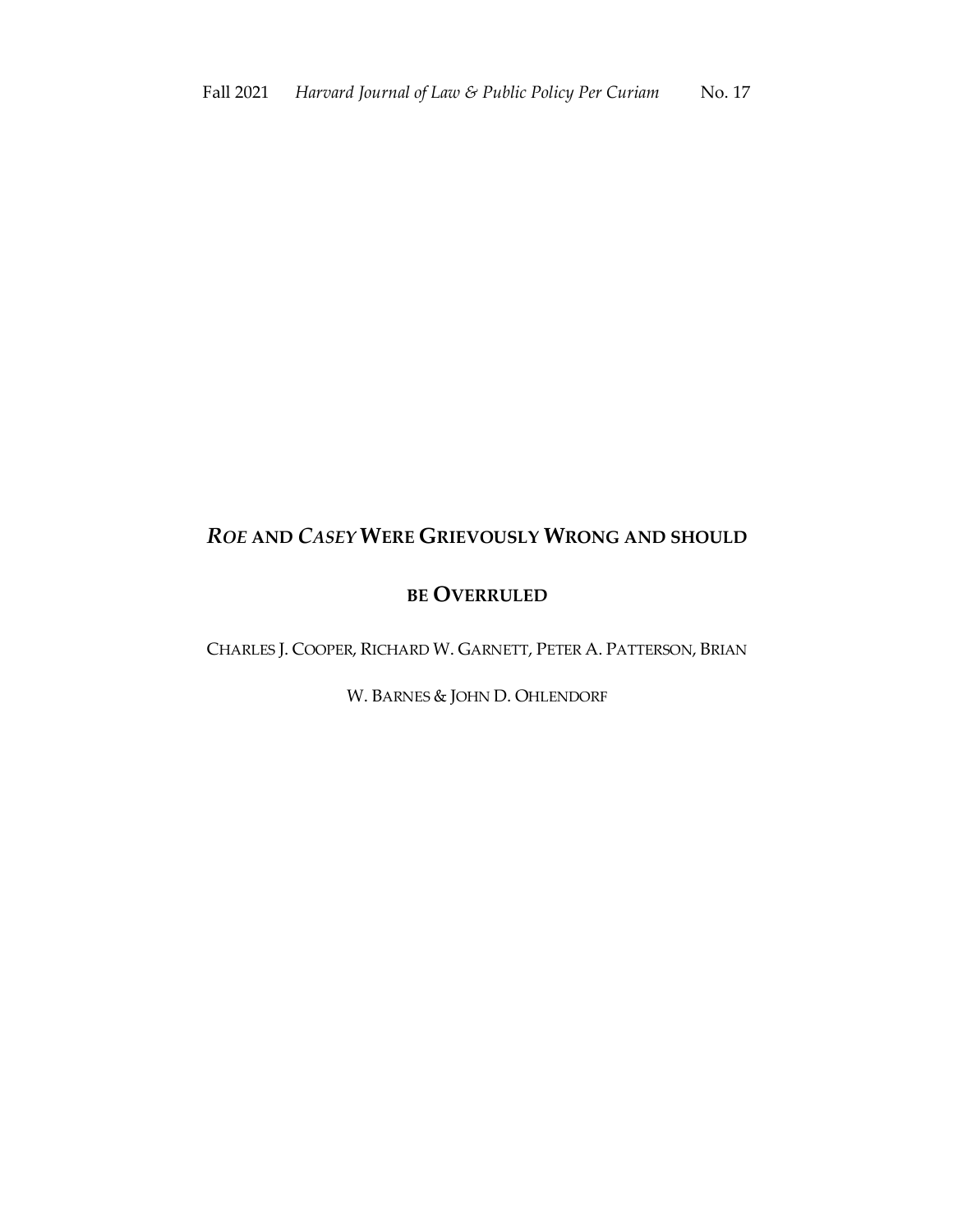# *ROE* AND *CASEY* WERE GRIEVOUSLY WRONG AND SHOULD BE OVERRULED

CHARLES J. COOPER, RICHARD W. GARNETT, PETER A. PATTERSON, BRIAN W. BARNES & JOHN D. OHLENDORF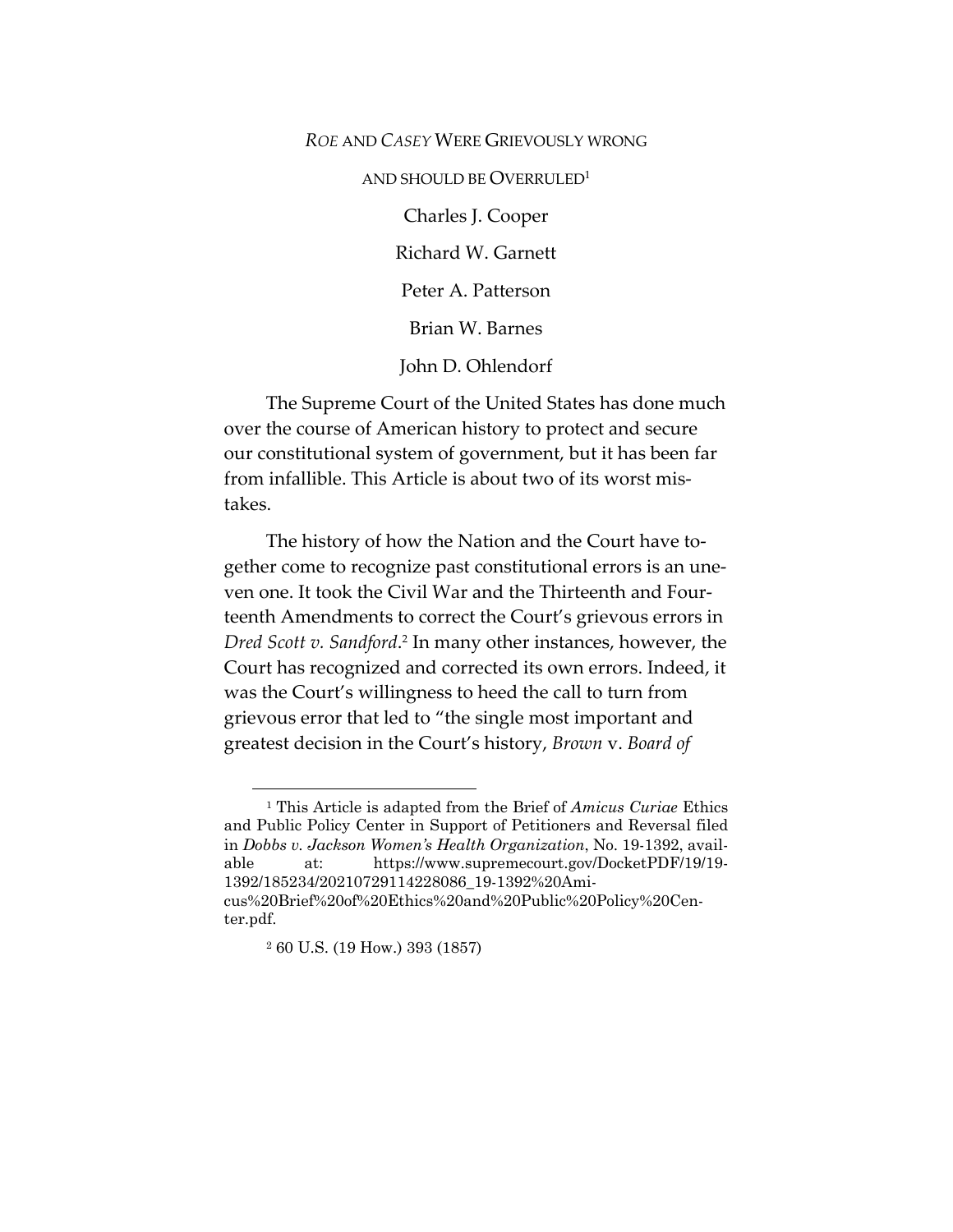# *ROE* AND *CASEY* WERE GRIEVOUSLY WRONG AND SHOULD BE OVERRULED[1]

Charles J. Cooper

Richard W. Garnett

Peter A. Patterson

Brian W. Barnes

John D. Ohlendorf

The Supreme Court of the United States has done much over the course of American history to protect and secure our constitutional system of government, but it has been far from infallible. This Article is about two of its worst mistakes.

The history of how the Nation and the Court have together come to recognize past constitutional errors is an uneven one. It took the Civil War and the Thirteenth and Fourteenth Amendments to correct the Court's grievous errors in *Dred Scott v. Sandford*.[2] In many other instances, however, the Court has recognized and corrected its own errors. Indeed, it was the Court's willingness to heed the call to turn from grievous error that led to "the single most important and greatest decision in the Court's history, *Brown* v. *Board of*

---

[1] This Article is adapted from the Brief of *Amicus Curiae* Ethics and Public Policy Center in Support of Petitioners and Reversal filed in *Dobbs v. Jackson Women's Health Organization*, No. 19-1392, available at: https://www.supremecourt.gov/DocketPDF/19/19-1392/185234/20210729114228086_19-1392%20Amicus%20Brief%20of%20Ethics%20and%20Public%20Policy%20Center.pdf.

[2] 60 U.S. (19 How.) 393 (1857)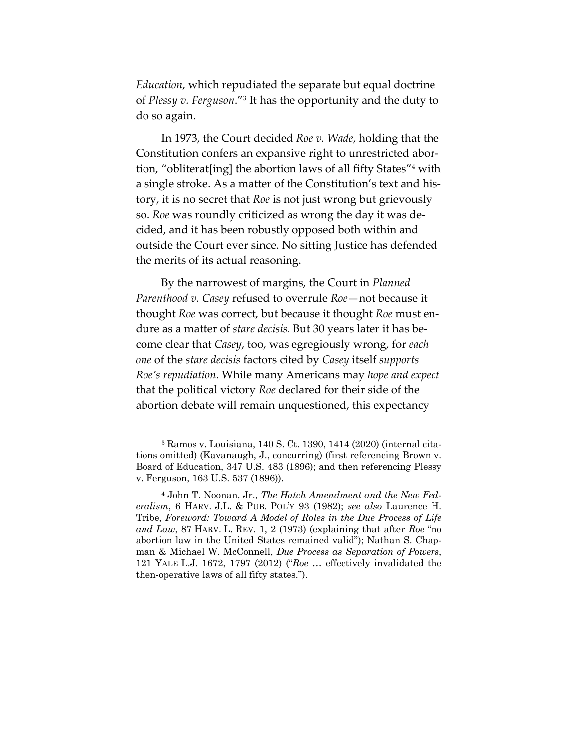*Education*, which repudiated the separate but equal doctrine of *Plessy v. Ferguson*."[3] It has the opportunity and the duty to do so again.

In 1973, the Court decided *Roe v. Wade*, holding that the Constitution confers an expansive right to unrestricted abortion, "obliterat[ing] the abortion laws of all fifty States"[4] with a single stroke. As a matter of the Constitution's text and history, it is no secret that *Roe* is not just wrong but grievously so. *Roe* was roundly criticized as wrong the day it was decided, and it has been robustly opposed both within and outside the Court ever since. No sitting Justice has defended the merits of its actual reasoning.

By the narrowest of margins, the Court in *Planned Parenthood v. Casey* refused to overrule *Roe*—not because it thought *Roe* was correct, but because it thought *Roe* must endure as a matter of *stare decisis*. But 30 years later it has become clear that *Casey*, too, was egregiously wrong, for *each one* of the *stare decisis* factors cited by *Casey* itself *supports Roe's repudiation*. While many Americans may *hope and expect* that the political victory *Roe* declared for their side of the abortion debate will remain unquestioned, this expectancy

---

[3] Ramos v. Louisiana, 140 S. Ct. 1390, 1414 (2020) (internal citations omitted) (Kavanaugh, J., concurring) (first referencing Brown v. Board of Education, 347 U.S. 483 (1896); and then referencing Plessy v. Ferguson, 163 U.S. 537 (1896)).

[4] John T. Noonan, Jr., *The Hatch Amendment and the New Federalism*, 6 HARV. J.L. & PUB. POL'Y 93 (1982); *see also* Laurence H. Tribe, *Foreword: Toward A Model of Roles in the Due Process of Life and Law*, 87 HARV. L. REV. 1, 2 (1973) (explaining that after *Roe* "no abortion law in the United States remained valid"); Nathan S. Chapman & Michael W. McConnell, *Due Process as Separation of Powers*, 121 YALE L.J. 1672, 1797 (2012) ("*Roe* … effectively invalidated the then-operative laws of all fifty states.").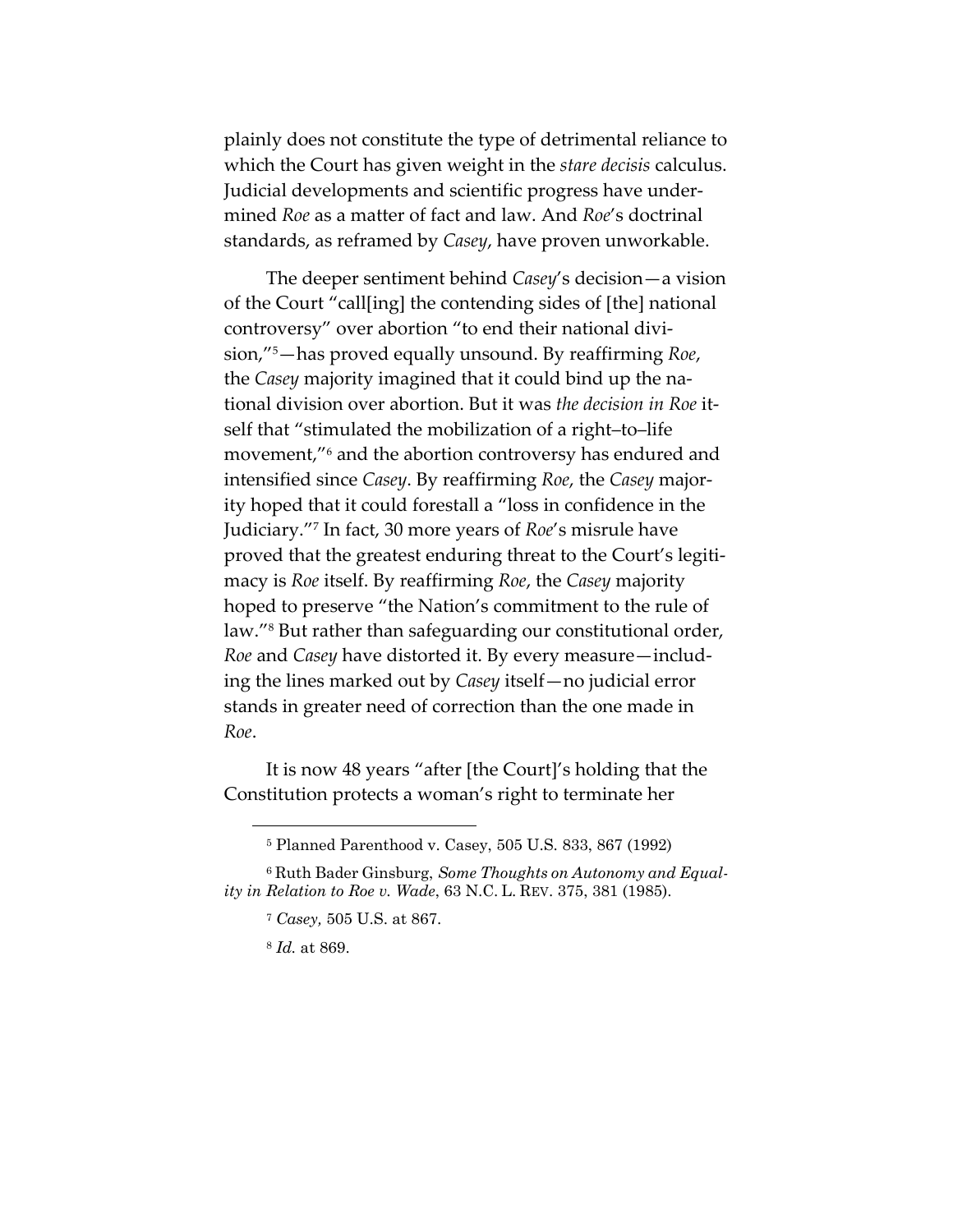plainly does not constitute the type of detrimental reliance to which the Court has given weight in the *stare decisis* calculus. Judicial developments and scientific progress have undermined *Roe* as a matter of fact and law. And *Roe*'s doctrinal standards, as reframed by *Casey*, have proven unworkable.

The deeper sentiment behind *Casey*'s decision—a vision of the Court "call[ing] the contending sides of [the] national controversy" over abortion "to end their national division,"[5]—has proved equally unsound. By reaffirming *Roe*, the *Casey* majority imagined that it could bind up the national division over abortion. But it was *the decision in Roe* itself that "stimulated the mobilization of a right–to–life movement,"[6] and the abortion controversy has endured and intensified since *Casey*. By reaffirming *Roe*, the *Casey* majority hoped that it could forestall a "loss in confidence in the Judiciary."[7] In fact, 30 more years of *Roe*'s misrule have proved that the greatest enduring threat to the Court's legitimacy is *Roe* itself. By reaffirming *Roe*, the *Casey* majority hoped to preserve "the Nation's commitment to the rule of law."[8] But rather than safeguarding our constitutional order, *Roe* and *Casey* have distorted it. By every measure—including the lines marked out by *Casey* itself—no judicial error stands in greater need of correction than the one made in *Roe*.

It is now 48 years "after [the Court]'s holding that the Constitution protects a woman's right to terminate her

---

[5] Planned Parenthood v. Casey, 505 U.S. 833, 867 (1992)

[6] Ruth Bader Ginsburg, *Some Thoughts on Autonomy and Equality in Relation to Roe v. Wade*, 63 N.C. L. REV. 375, 381 (1985).

[7] *Casey*, 505 U.S. at 867.

[8] *Id.* at 869.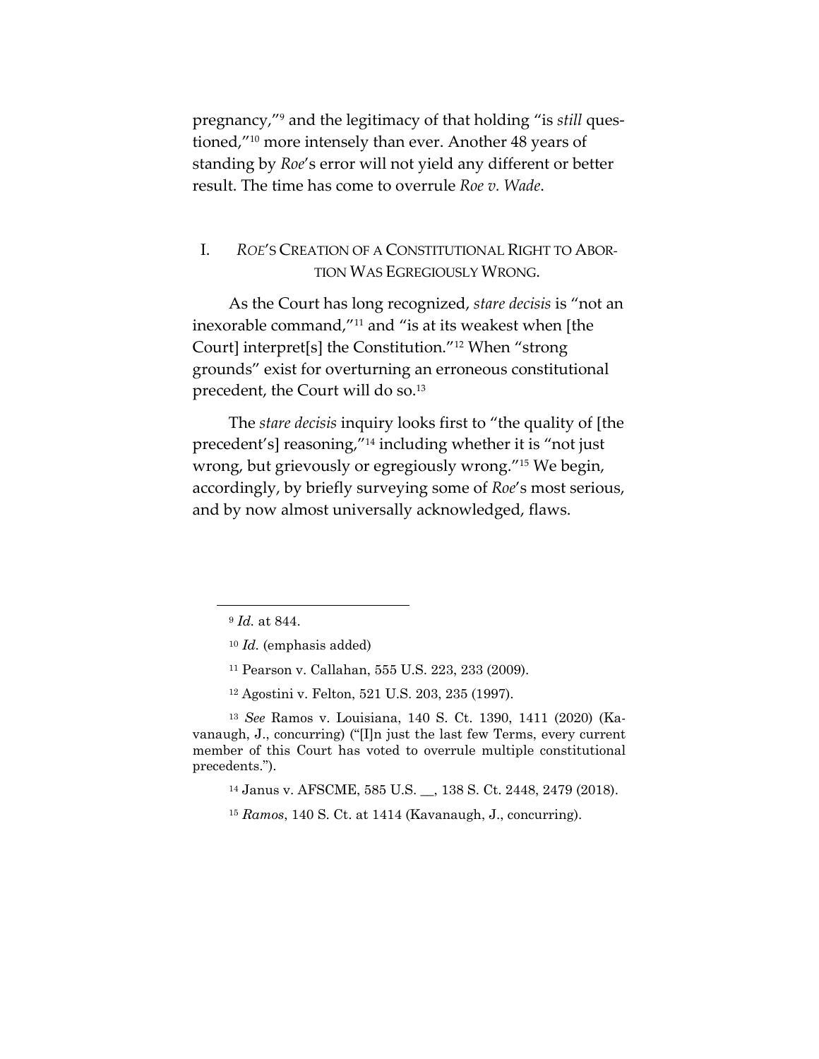pregnancy,"[9] and the legitimacy of that holding "is *still* questioned,"[10] more intensely than ever. Another 48 years of standing by *Roe*'s error will not yield any different or better result. The time has come to overrule *Roe v. Wade*.

## I. *ROE*'S CREATION OF A CONSTITUTIONAL RIGHT TO ABORTION WAS EGREGIOUSLY WRONG.

As the Court has long recognized, *stare decisis* is "not an inexorable command,"[11] and "is at its weakest when [the Court] interpret[s] the Constitution."[12] When "strong grounds" exist for overturning an erroneous constitutional precedent, the Court will do so.[13]

The *stare decisis* inquiry looks first to "the quality of [the precedent's] reasoning,"[14] including whether it is "not just wrong, but grievously or egregiously wrong."[15] We begin, accordingly, by briefly surveying some of *Roe*'s most serious, and by now almost universally acknowledged, flaws.

---

[9] *Id.* at 844.

[10] *Id.* (emphasis added)

[11] Pearson v. Callahan, 555 U.S. 223, 233 (2009).

[12] Agostini v. Felton, 521 U.S. 203, 235 (1997).

[13] *See* Ramos v. Louisiana, 140 S. Ct. 1390, 1411 (2020) (Kavanaugh, J., concurring) ("[I]n just the last few Terms, every current member of this Court has voted to overrule multiple constitutional precedents.").

[14] Janus v. AFSCME, 585 U.S. __, 138 S. Ct. 2448, 2479 (2018).

[15] *Ramos*, 140 S. Ct. at 1414 (Kavanaugh, J., concurring).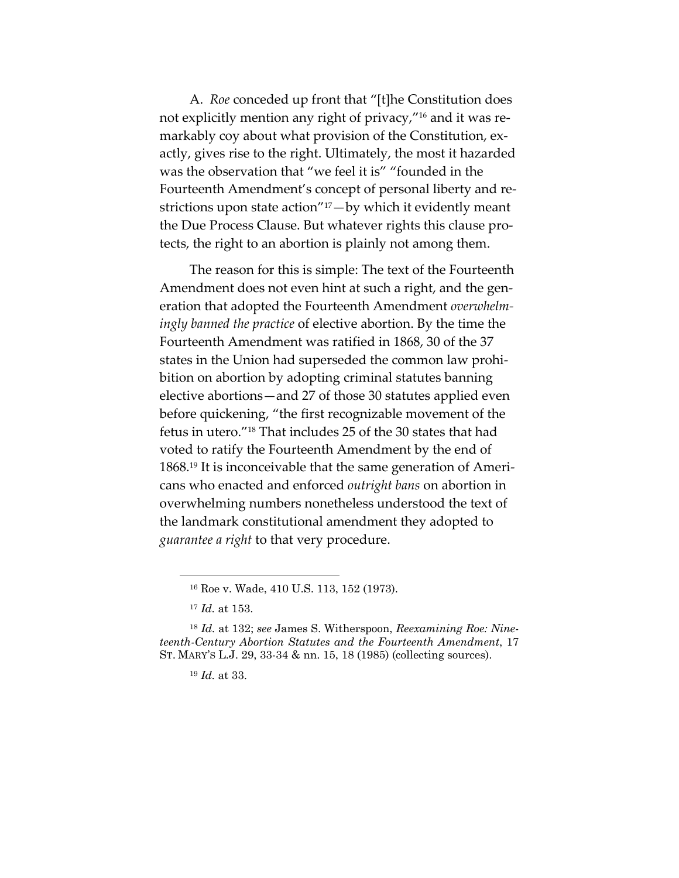A. *Roe* conceded up front that "[t]he Constitution does not explicitly mention any right of privacy,"[16] and it was remarkably coy about what provision of the Constitution, exactly, gives rise to the right. Ultimately, the most it hazarded was the observation that "we feel it is" "founded in the Fourteenth Amendment's concept of personal liberty and restrictions upon state action"[17]—by which it evidently meant the Due Process Clause. But whatever rights this clause protects, the right to an abortion is plainly not among them.

The reason for this is simple: The text of the Fourteenth Amendment does not even hint at such a right, and the generation that adopted the Fourteenth Amendment *overwhelmingly banned the practice* of elective abortion. By the time the Fourteenth Amendment was ratified in 1868, 30 of the 37 states in the Union had superseded the common law prohibition on abortion by adopting criminal statutes banning elective abortions—and 27 of those 30 statutes applied even before quickening, "the first recognizable movement of the fetus in utero."[18] That includes 25 of the 30 states that had voted to ratify the Fourteenth Amendment by the end of 1868.[19] It is inconceivable that the same generation of Americans who enacted and enforced *outright bans* on abortion in overwhelming numbers nonetheless understood the text of the landmark constitutional amendment they adopted to *guarantee a right* to that very procedure.

---

[16] Roe v. Wade, 410 U.S. 113, 152 (1973).

[17] *Id.* at 153.

[18] *Id.* at 132; *see* James S. Witherspoon, *Reexamining Roe: Nineteenth-Century Abortion Statutes and the Fourteenth Amendment*, 17 ST. MARY'S L.J. 29, 33-34 & nn. 15, 18 (1985) (collecting sources).

[19] *Id.* at 33.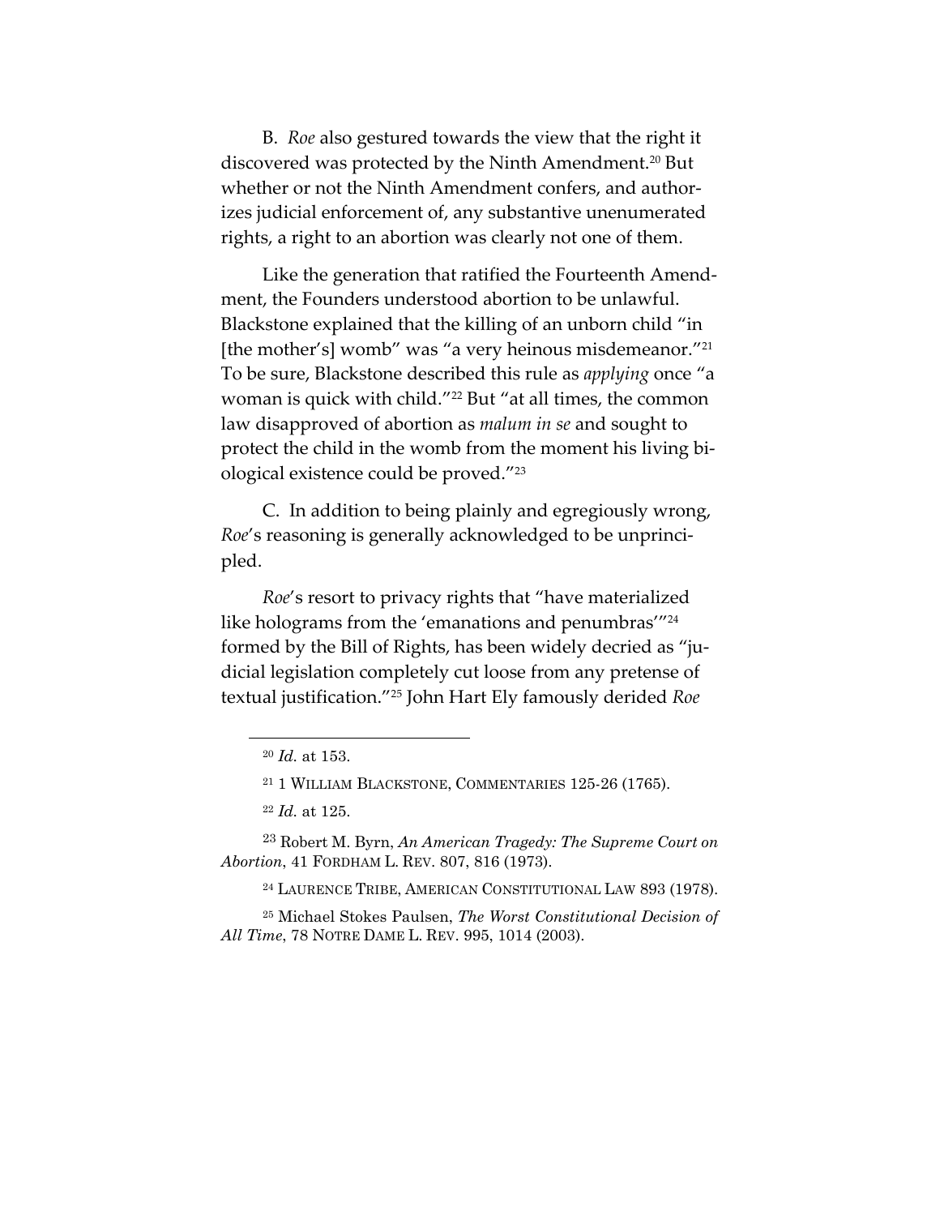B. *Roe* also gestured towards the view that the right it discovered was protected by the Ninth Amendment.[20] But whether or not the Ninth Amendment confers, and authorizes judicial enforcement of, any substantive unenumerated rights, a right to an abortion was clearly not one of them.

Like the generation that ratified the Fourteenth Amendment, the Founders understood abortion to be unlawful. Blackstone explained that the killing of an unborn child "in [the mother's] womb" was "a very heinous misdemeanor."[21] To be sure, Blackstone described this rule as *applying* once "a woman is quick with child."[22] But "at all times, the common law disapproved of abortion as *malum in se* and sought to protect the child in the womb from the moment his living biological existence could be proved."[23]

C. In addition to being plainly and egregiously wrong, *Roe*'s reasoning is generally acknowledged to be unprincipled.

*Roe*'s resort to privacy rights that "have materialized like holograms from the 'emanations and penumbras'"[24] formed by the Bill of Rights, has been widely decried as "judicial legislation completely cut loose from any pretense of textual justification."[25] John Hart Ely famously derided *Roe*

---

[20] *Id.* at 153.

[21] 1 WILLIAM BLACKSTONE, COMMENTARIES 125-26 (1765).

[22] *Id.* at 125.

[23] Robert M. Byrn, *An American Tragedy: The Supreme Court on Abortion*, 41 FORDHAM L. REV. 807, 816 (1973).

[24] LAURENCE TRIBE, AMERICAN CONSTITUTIONAL LAW 893 (1978).

[25] Michael Stokes Paulsen, *The Worst Constitutional Decision of All Time*, 78 NOTRE DAME L. REV. 995, 1014 (2003).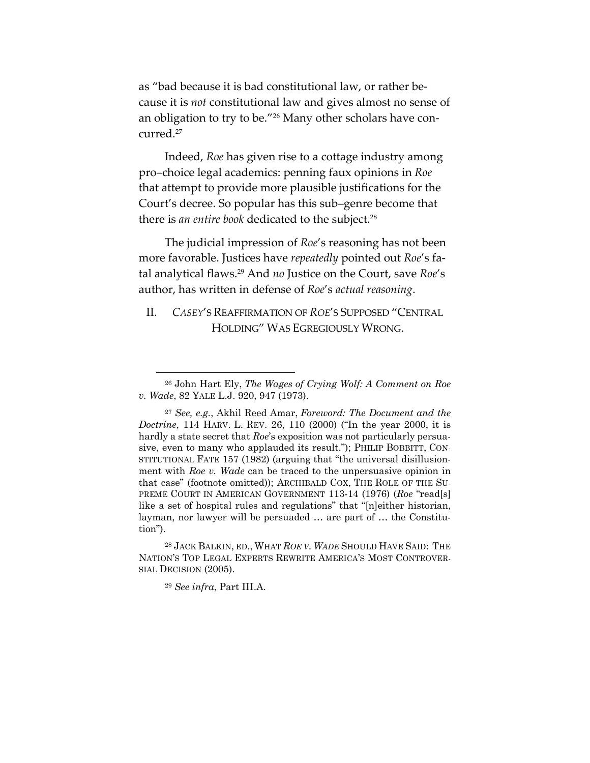as "bad because it is bad constitutional law, or rather because it is *not* constitutional law and gives almost no sense of an obligation to try to be."[26] Many other scholars have concurred.[27]

Indeed, *Roe* has given rise to a cottage industry among pro–choice legal academics: penning faux opinions in *Roe* that attempt to provide more plausible justifications for the Court's decree. So popular has this sub–genre become that there is *an entire book* dedicated to the subject.[28]

The judicial impression of *Roe*'s reasoning has not been more favorable. Justices have *repeatedly* pointed out *Roe*'s fatal analytical flaws.[29] And *no* Justice on the Court, save *Roe*'s author, has written in defense of *Roe*'s *actual reasoning*.

## II. *CASEY*'S REAFFIRMATION OF *ROE*'S SUPPOSED "CENTRAL HOLDING" WAS EGREGIOUSLY WRONG.

---

[26] John Hart Ely, *The Wages of Crying Wolf: A Comment on Roe v. Wade*, 82 YALE L.J. 920, 947 (1973).

[27] *See, e.g.*, Akhil Reed Amar, *Foreword: The Document and the Doctrine*, 114 HARV. L. REV. 26, 110 (2000) ("In the year 2000, it is hardly a state secret that *Roe*'s exposition was not particularly persuasive, even to many who applauded its result."); PHILIP BOBBITT, CONSTITUTIONAL FATE 157 (1982) (arguing that "the universal disillusionment with *Roe v. Wade* can be traced to the unpersuasive opinion in that case" (footnote omitted)); ARCHIBALD COX, THE ROLE OF THE SUPREME COURT IN AMERICAN GOVERNMENT 113-14 (1976) (*Roe* "read[s] like a set of hospital rules and regulations" that "[n]either historian, layman, nor lawyer will be persuaded … are part of … the Constitution").

[28] JACK BALKIN, ED., WHAT *ROE V. WADE* SHOULD HAVE SAID: THE NATION'S TOP LEGAL EXPERTS REWRITE AMERICA'S MOST CONTROVERSIAL DECISION (2005).

[29] *See infra*, Part III.A.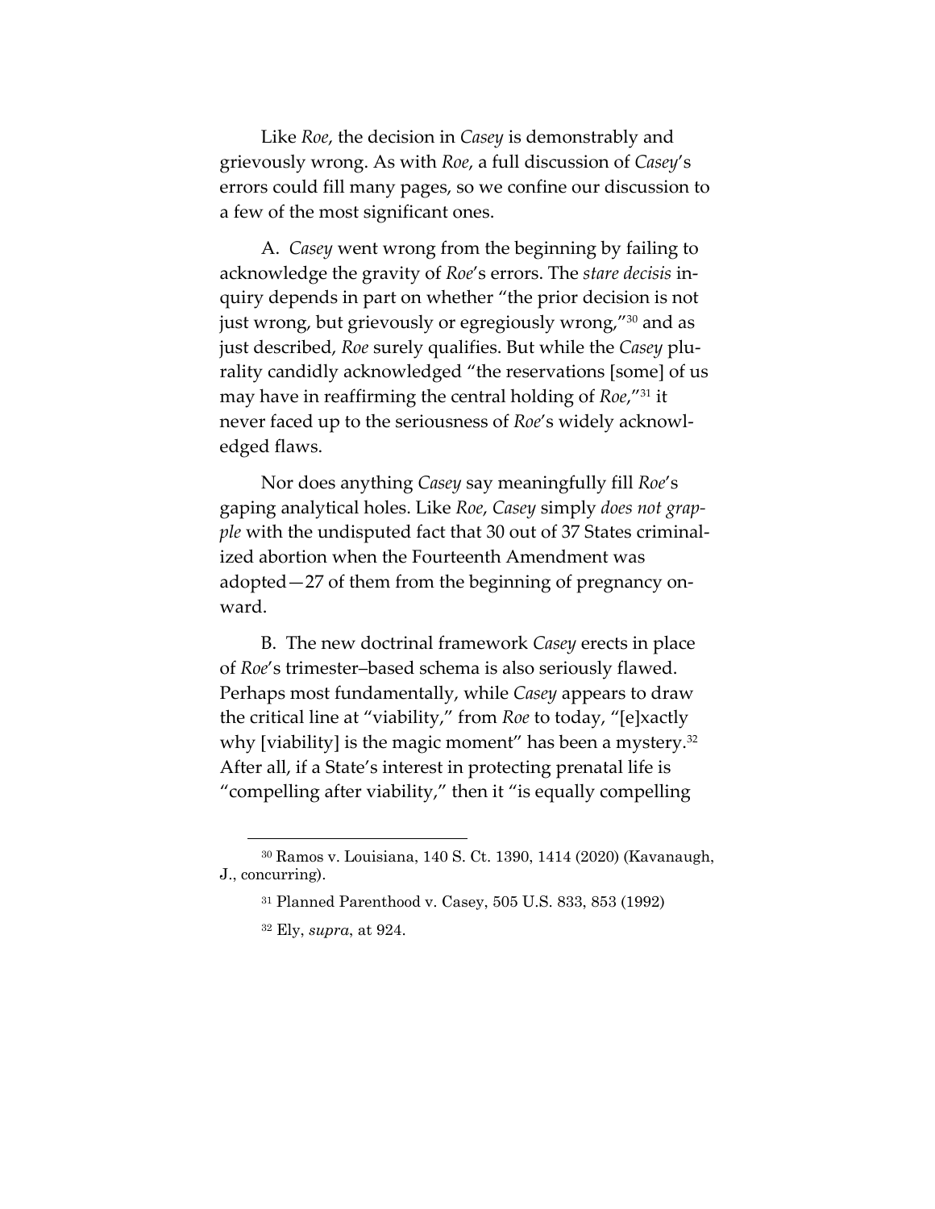Like *Roe*, the decision in *Casey* is demonstrably and grievously wrong. As with *Roe*, a full discussion of *Casey*'s errors could fill many pages, so we confine our discussion to a few of the most significant ones.

A. *Casey* went wrong from the beginning by failing to acknowledge the gravity of *Roe*'s errors. The *stare decisis* inquiry depends in part on whether "the prior decision is not just wrong, but grievously or egregiously wrong,"[30] and as just described, *Roe* surely qualifies. But while the *Casey* plurality candidly acknowledged "the reservations [some] of us may have in reaffirming the central holding of *Roe*,"[31] it never faced up to the seriousness of *Roe*'s widely acknowledged flaws.

Nor does anything *Casey* say meaningfully fill *Roe*'s gaping analytical holes. Like *Roe*, *Casey* simply *does not grapple* with the undisputed fact that 30 out of 37 States criminalized abortion when the Fourteenth Amendment was adopted—27 of them from the beginning of pregnancy onward.

B. The new doctrinal framework *Casey* erects in place of *Roe*'s trimester–based schema is also seriously flawed. Perhaps most fundamentally, while *Casey* appears to draw the critical line at "viability," from *Roe* to today, "[e]xactly why [viability] is the magic moment" has been a mystery.[32] After all, if a State's interest in protecting prenatal life is "compelling after viability," then it "is equally compelling

---

[30] Ramos v. Louisiana, 140 S. Ct. 1390, 1414 (2020) (Kavanaugh, J., concurring).

[31] Planned Parenthood v. Casey, 505 U.S. 833, 853 (1992)

[32] Ely, *supra*, at 924.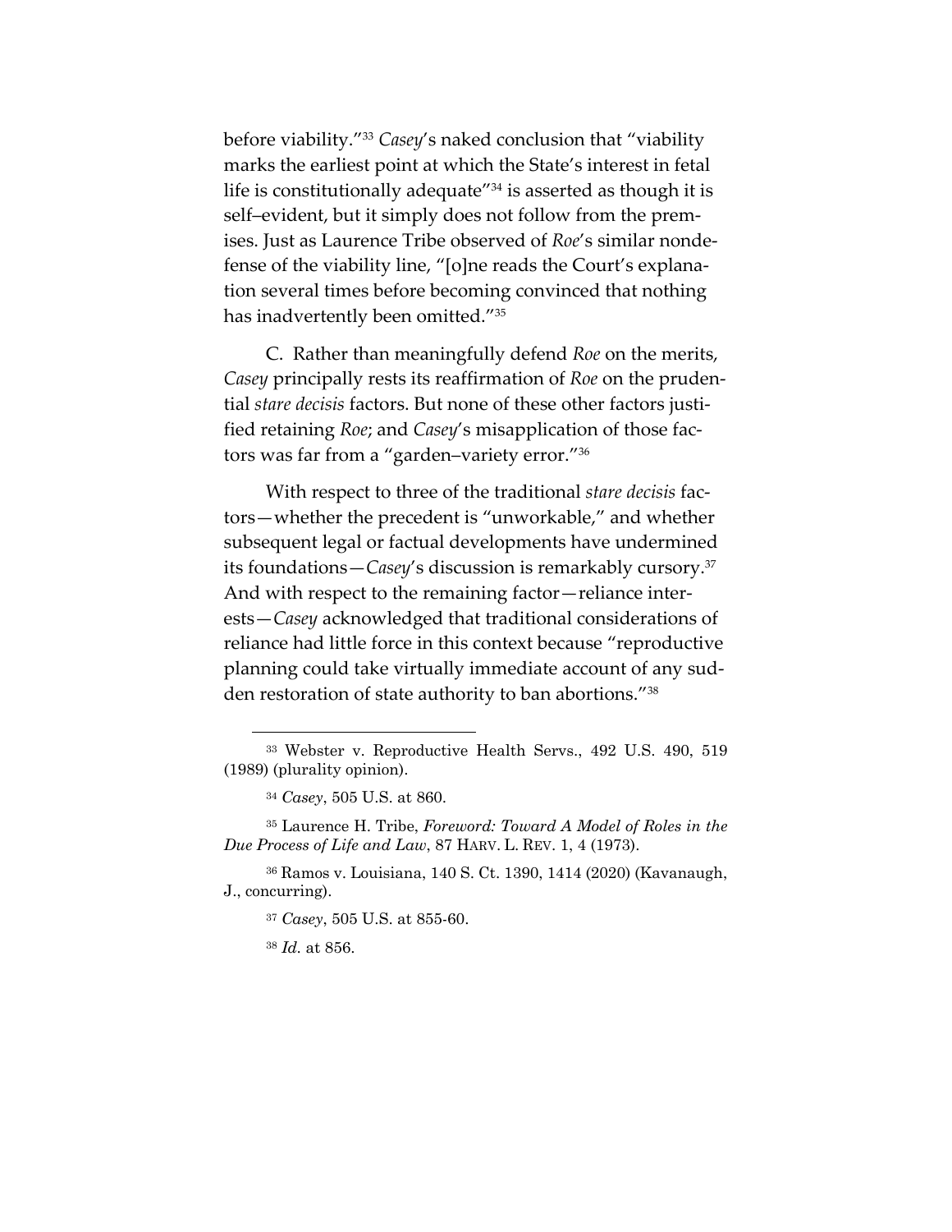before viability."[33] *Casey*'s naked conclusion that "viability marks the earliest point at which the State's interest in fetal life is constitutionally adequate"[34] is asserted as though it is self–evident, but it simply does not follow from the premises. Just as Laurence Tribe observed of *Roe*'s similar nondefense of the viability line, "[o]ne reads the Court's explanation several times before becoming convinced that nothing has inadvertently been omitted."[35]

C. Rather than meaningfully defend *Roe* on the merits, *Casey* principally rests its reaffirmation of *Roe* on the prudential *stare decisis* factors. But none of these other factors justified retaining *Roe*; and *Casey*'s misapplication of those factors was far from a "garden–variety error."[36]

With respect to three of the traditional *stare decisis* factors—whether the precedent is "unworkable," and whether subsequent legal or factual developments have undermined its foundations—*Casey*'s discussion is remarkably cursory.[37] And with respect to the remaining factor—reliance interests—*Casey* acknowledged that traditional considerations of reliance had little force in this context because "reproductive planning could take virtually immediate account of any sudden restoration of state authority to ban abortions."[38]

---

[33] Webster v. Reproductive Health Servs., 492 U.S. 490, 519 (1989) (plurality opinion).

[34] *Casey*, 505 U.S. at 860.

[35] Laurence H. Tribe, *Foreword: Toward A Model of Roles in the Due Process of Life and Law*, 87 HARV. L. REV. 1, 4 (1973).

[36] Ramos v. Louisiana, 140 S. Ct. 1390, 1414 (2020) (Kavanaugh, J., concurring).

[37] *Casey*, 505 U.S. at 855-60.

[38] *Id.* at 856.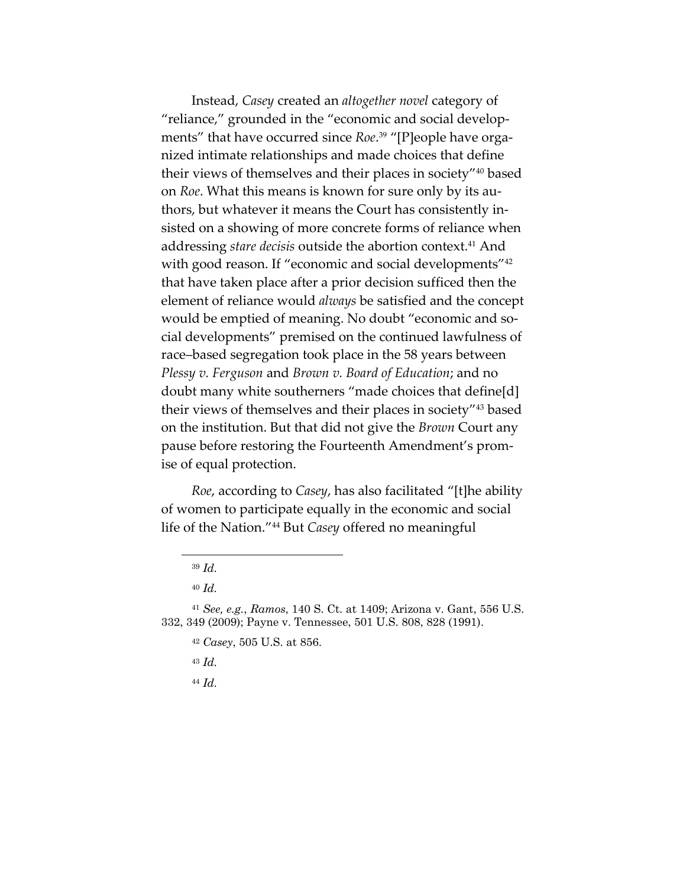Instead, *Casey* created an *altogether novel* category of "reliance," grounded in the "economic and social developments" that have occurred since *Roe*.[39] "[P]eople have organized intimate relationships and made choices that define their views of themselves and their places in society"[40] based on *Roe*. What this means is known for sure only by its authors, but whatever it means the Court has consistently insisted on a showing of more concrete forms of reliance when addressing *stare decisis* outside the abortion context.[41] And with good reason. If "economic and social developments"[42] that have taken place after a prior decision sufficed then the element of reliance would *always* be satisfied and the concept would be emptied of meaning. No doubt "economic and social developments" premised on the continued lawfulness of race–based segregation took place in the 58 years between *Plessy v. Ferguson* and *Brown v. Board of Education*; and no doubt many white southerners "made choices that define[d] their views of themselves and their places in society"[43] based on the institution. But that did not give the *Brown* Court any pause before restoring the Fourteenth Amendment's promise of equal protection.

*Roe*, according to *Casey*, has also facilitated "[t]he ability of women to participate equally in the economic and social life of the Nation."[44] But *Casey* offered no meaningful

---

[39] *Id.*

[40] *Id.*

[41] *See, e.g.*, *Ramos*, 140 S. Ct. at 1409; Arizona v. Gant, 556 U.S. 332, 349 (2009); Payne v. Tennessee, 501 U.S. 808, 828 (1991).

[42] *Casey*, 505 U.S. at 856.

[43] *Id.*

[44] *Id.*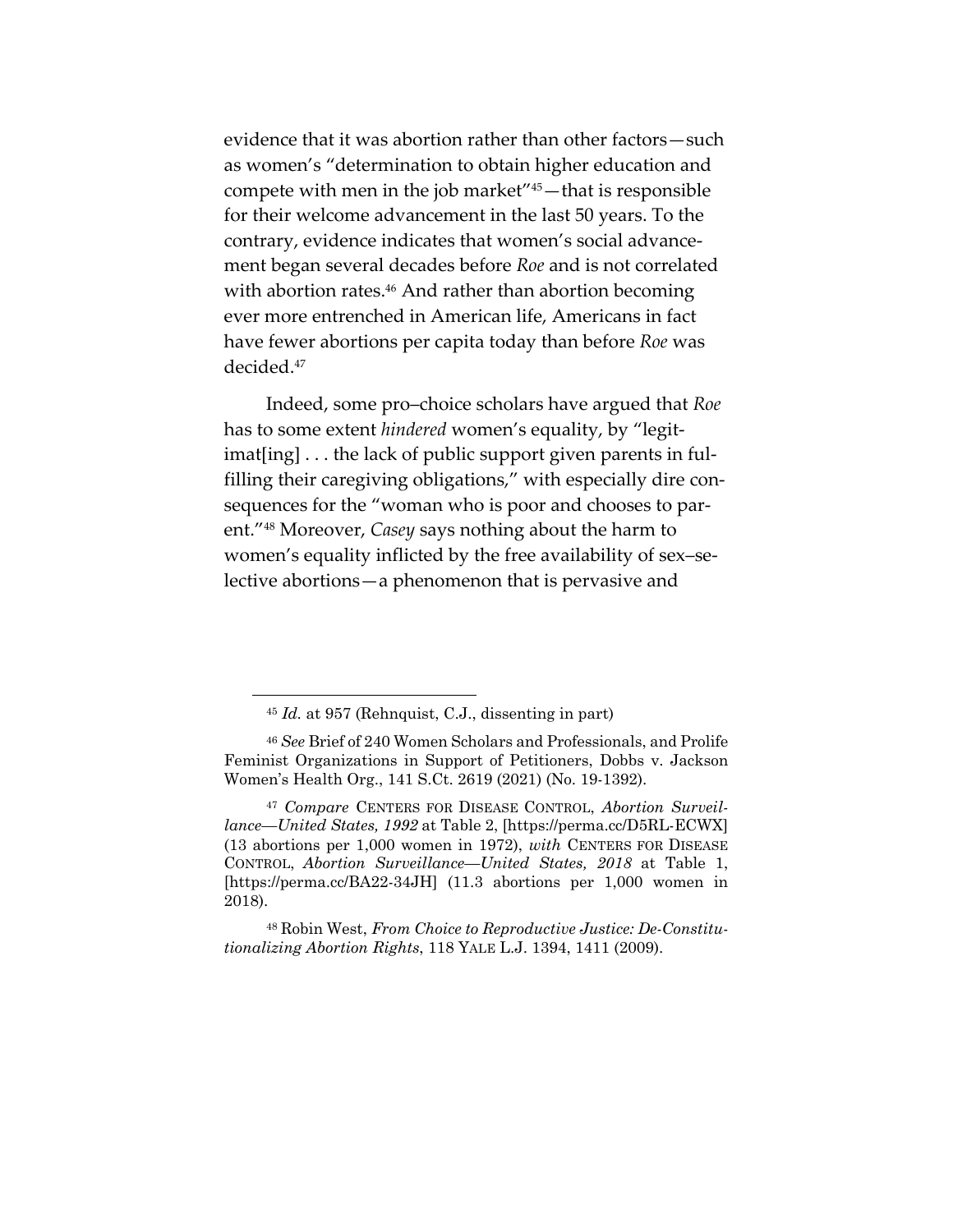evidence that it was abortion rather than other factors—such as women's "determination to obtain higher education and compete with men in the job market"[45]—that is responsible for their welcome advancement in the last 50 years. To the contrary, evidence indicates that women's social advancement began several decades before *Roe* and is not correlated with abortion rates.[46] And rather than abortion becoming ever more entrenched in American life, Americans in fact have fewer abortions per capita today than before *Roe* was decided.[47]

Indeed, some pro–choice scholars have argued that *Roe* has to some extent *hindered* women's equality, by "legitimat[ing] . . . the lack of public support given parents in fulfilling their caregiving obligations," with especially dire consequences for the "woman who is poor and chooses to parent."[48] Moreover, *Casey* says nothing about the harm to women's equality inflicted by the free availability of sex–selective abortions—a phenomenon that is pervasive and

---

[45] *Id.* at 957 (Rehnquist, C.J., dissenting in part)

[46] *See* Brief of 240 Women Scholars and Professionals, and Prolife Feminist Organizations in Support of Petitioners, Dobbs v. Jackson Women's Health Org., 141 S.Ct. 2619 (2021) (No. 19-1392).

[47] *Compare* CENTERS FOR DISEASE CONTROL, *Abortion Surveillance—United States, 1992* at Table 2, [https://perma.cc/D5RL-ECWX] (13 abortions per 1,000 women in 1972), *with* CENTERS FOR DISEASE CONTROL, *Abortion Surveillance—United States, 2018* at Table 1, [https://perma.cc/BA22-34JH] (11.3 abortions per 1,000 women in 2018).

[48] Robin West, *From Choice to Reproductive Justice: De-Constitutionalizing Abortion Rights*, 118 YALE L.J. 1394, 1411 (2009).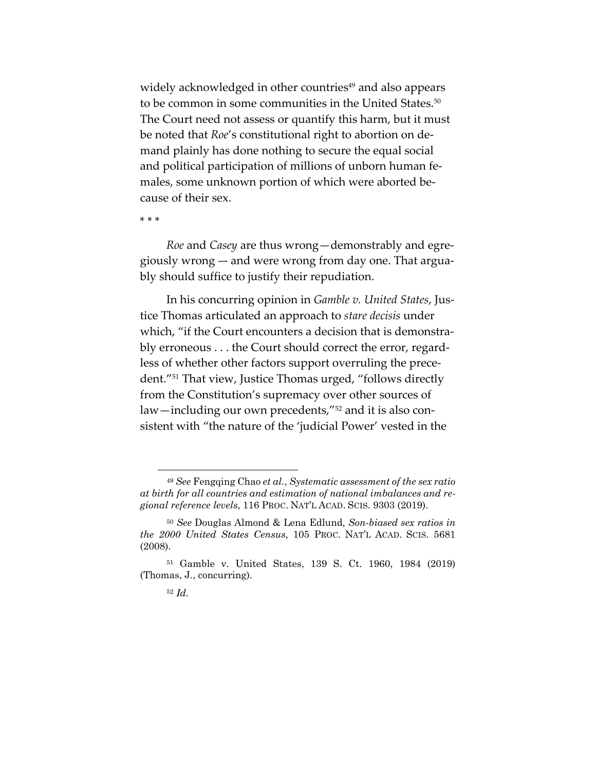widely acknowledged in other countries[49] and also appears to be common in some communities in the United States.[50] The Court need not assess or quantify this harm, but it must be noted that *Roe*'s constitutional right to abortion on demand plainly has done nothing to secure the equal social and political participation of millions of unborn human females, some unknown portion of which were aborted because of their sex.

\* \* \*

*Roe* and *Casey* are thus wrong—demonstrably and egregiously wrong –- and were wrong from day one. That arguably should suffice to justify their repudiation.

In his concurring opinion in *Gamble v. United States*, Justice Thomas articulated an approach to *stare decisis* under which, "if the Court encounters a decision that is demonstrably erroneous . . . the Court should correct the error, regardless of whether other factors support overruling the precedent."[51] That view, Justice Thomas urged, "follows directly from the Constitution's supremacy over other sources of law—including our own precedents,"[52] and it is also consistent with "the nature of the 'judicial Power' vested in the

---

[49] *See* Fengqing Chao *et al.*, *Systematic assessment of the sex ratio at birth for all countries and estimation of national imbalances and regional reference levels*, 116 PROC. NAT'L ACAD. SCIS. 9303 (2019).

[50] *See* Douglas Almond & Lena Edlund, *Son-biased sex ratios in the 2000 United States Census*, 105 PROC. NAT'L ACAD. SCIS. 5681 (2008).

[51] Gamble v. United States, 139 S. Ct. 1960, 1984 (2019) (Thomas, J., concurring).

[52] *Id.*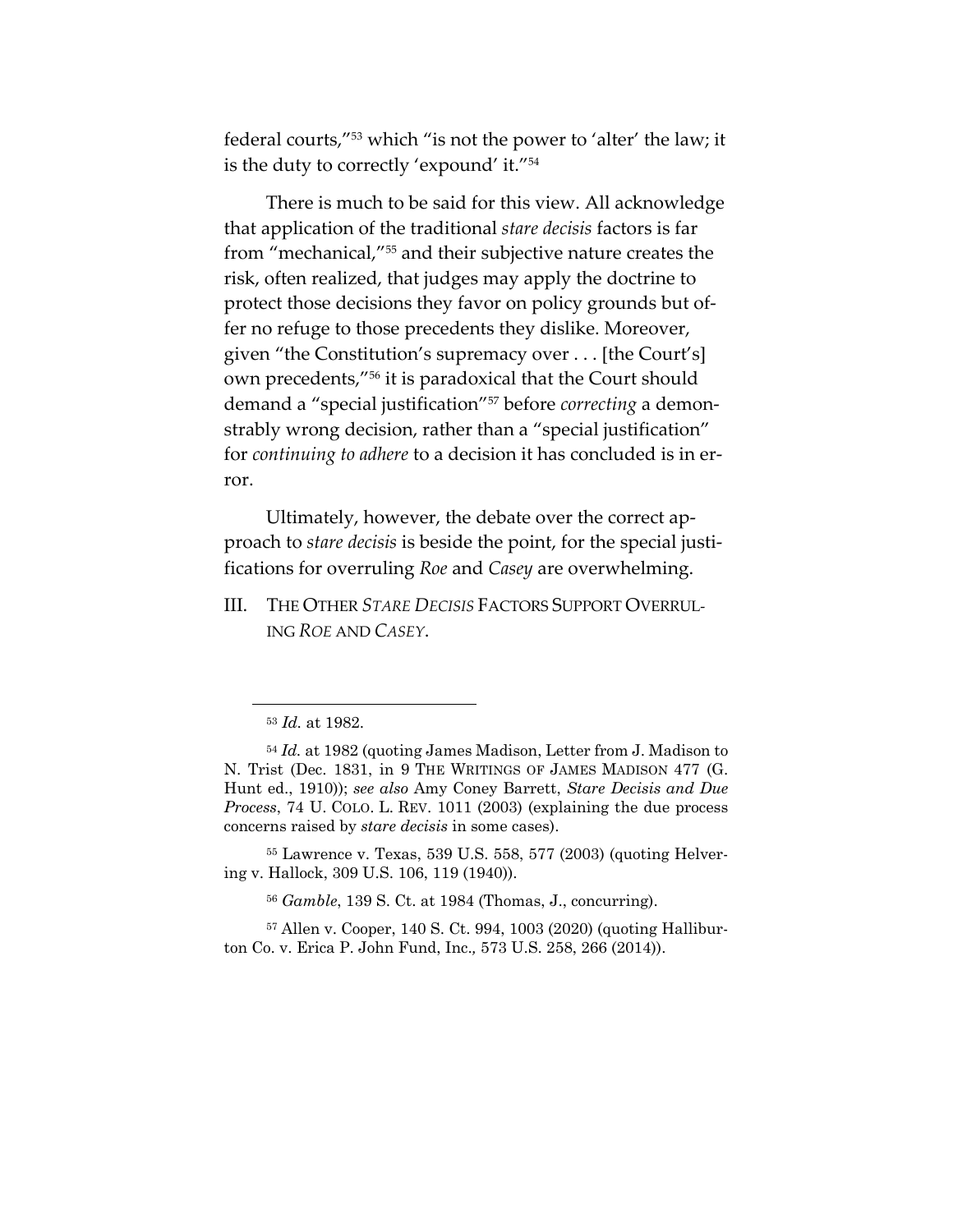federal courts,"[53] which "is not the power to 'alter' the law; it is the duty to correctly 'expound' it."[54]

There is much to be said for this view. All acknowledge that application of the traditional *stare decisis* factors is far from "mechanical,"[55] and their subjective nature creates the risk, often realized, that judges may apply the doctrine to protect those decisions they favor on policy grounds but offer no refuge to those precedents they dislike. Moreover, given "the Constitution's supremacy over . . . [the Court's] own precedents,"[56] it is paradoxical that the Court should demand a "special justification"[57] before *correcting* a demonstrably wrong decision, rather than a "special justification" for *continuing to adhere* to a decision it has concluded is in error.

Ultimately, however, the debate over the correct approach to *stare decisis* is beside the point, for the special justifications for overruling *Roe* and *Casey* are overwhelming.

## III. THE OTHER *STARE DECISIS* FACTORS SUPPORT OVERRULING *ROE* AND *CASEY*.

---

[53] *Id.* at 1982.

[54] *Id.* at 1982 (quoting James Madison, Letter from J. Madison to N. Trist (Dec. 1831, in 9 THE WRITINGS OF JAMES MADISON 477 (G. Hunt ed., 1910)); *see also* Amy Coney Barrett, *Stare Decisis and Due Process*, 74 U. COLO. L. REV. 1011 (2003) (explaining the due process concerns raised by *stare decisis* in some cases).

[55] Lawrence v. Texas, 539 U.S. 558, 577 (2003) (quoting Helvering v. Hallock, 309 U.S. 106, 119 (1940)).

[56] *Gamble*, 139 S. Ct. at 1984 (Thomas, J., concurring).

[57] Allen v. Cooper, 140 S. Ct. 994, 1003 (2020) (quoting Halliburton Co. v. Erica P. John Fund, Inc., 573 U.S. 258, 266 (2014)).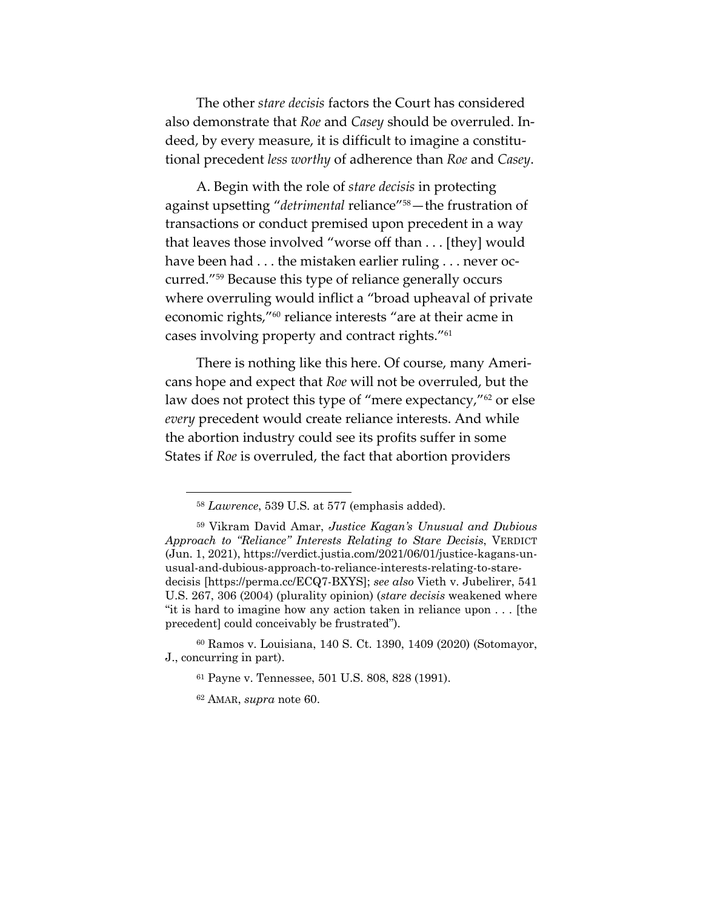The other *stare decisis* factors the Court has considered also demonstrate that *Roe* and *Casey* should be overruled. Indeed, by every measure, it is difficult to imagine a constitutional precedent *less worthy* of adherence than *Roe* and *Casey*.

A. Begin with the role of *stare decisis* in protecting against upsetting "*detrimental* reliance"[58]—the frustration of transactions or conduct premised upon precedent in a way that leaves those involved "worse off than . . . [they] would have been had . . . the mistaken earlier ruling . . . never occurred."[59] Because this type of reliance generally occurs where overruling would inflict a "broad upheaval of private economic rights,"[60] reliance interests "are at their acme in cases involving property and contract rights."[61]

There is nothing like this here. Of course, many Americans hope and expect that *Roe* will not be overruled, but the law does not protect this type of "mere expectancy,"[62] or else *every* precedent would create reliance interests. And while the abortion industry could see its profits suffer in some States if *Roe* is overruled, the fact that abortion providers

---

[58] *Lawrence*, 539 U.S. at 577 (emphasis added).

[59] Vikram David Amar, *Justice Kagan's Unusual and Dubious Approach to "Reliance" Interests Relating to Stare Decisis*, VERDICT (Jun. 1, 2021), https://verdict.justia.com/2021/06/01/justice-kagans-unusual-and-dubious-approach-to-reliance-interests-relating-to-stare-decisis [https://perma.cc/ECQ7-BXYS]; *see also* Vieth v. Jubelirer, 541 U.S. 267, 306 (2004) (plurality opinion) (*stare decisis* weakened where "it is hard to imagine how any action taken in reliance upon . . . [the precedent] could conceivably be frustrated").

[60] Ramos v. Louisiana, 140 S. Ct. 1390, 1409 (2020) (Sotomayor, J., concurring in part).

[61] Payne v. Tennessee, 501 U.S. 808, 828 (1991).

[62] AMAR, *supra* note 60.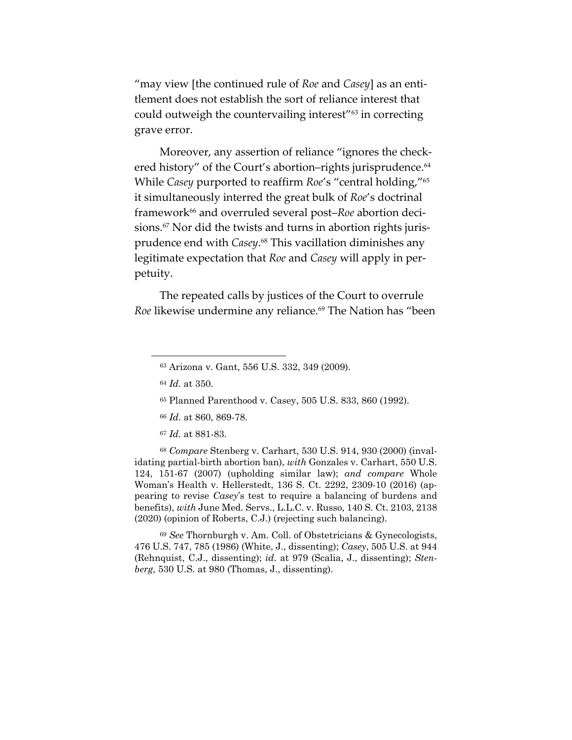"may view [the continued rule of *Roe* and *Casey*] as an entitlement does not establish the sort of reliance interest that could outweigh the countervailing interest"[63] in correcting grave error.

Moreover, any assertion of reliance "ignores the checkered history" of the Court's abortion–rights jurisprudence.[64] While *Casey* purported to reaffirm *Roe*'s "central holding,"[65] it simultaneously interred the great bulk of *Roe*'s doctrinal framework[66] and overruled several post–*Roe* abortion decisions.[67] Nor did the twists and turns in abortion rights jurisprudence end with *Casey*.[68] This vacillation diminishes any legitimate expectation that *Roe* and *Casey* will apply in perpetuity.

The repeated calls by justices of the Court to overrule *Roe* likewise undermine any reliance.[69] The Nation has "been

---

[63] Arizona v. Gant, 556 U.S. 332, 349 (2009).

[64] *Id.* at 350.

[65] Planned Parenthood v. Casey, 505 U.S. 833, 860 (1992).

[66] *Id.* at 860, 869-78.

[67] *Id.* at 881-83.

[68] *Compare* Stenberg v. Carhart, 530 U.S. 914, 930 (2000) (invalidating partial-birth abortion ban), *with* Gonzales v. Carhart, 550 U.S. 124, 151-67 (2007) (upholding similar law); *and compare* Whole Woman's Health v. Hellerstedt, 136 S. Ct. 2292, 2309-10 (2016) (appearing to revise *Casey*'s test to require a balancing of burdens and benefits), *with* June Med. Servs., L.L.C. v. Russo, 140 S. Ct. 2103, 2138 (2020) (opinion of Roberts, C.J.) (rejecting such balancing).

[69] *See* Thornburgh v. Am. Coll. of Obstetricians & Gynecologists, 476 U.S. 747, 785 (1986) (White, J., dissenting); *Casey*, 505 U.S. at 944 (Rehnquist, C.J., dissenting); *id.* at 979 (Scalia, J., dissenting); *Stenberg*, 530 U.S. at 980 (Thomas, J., dissenting).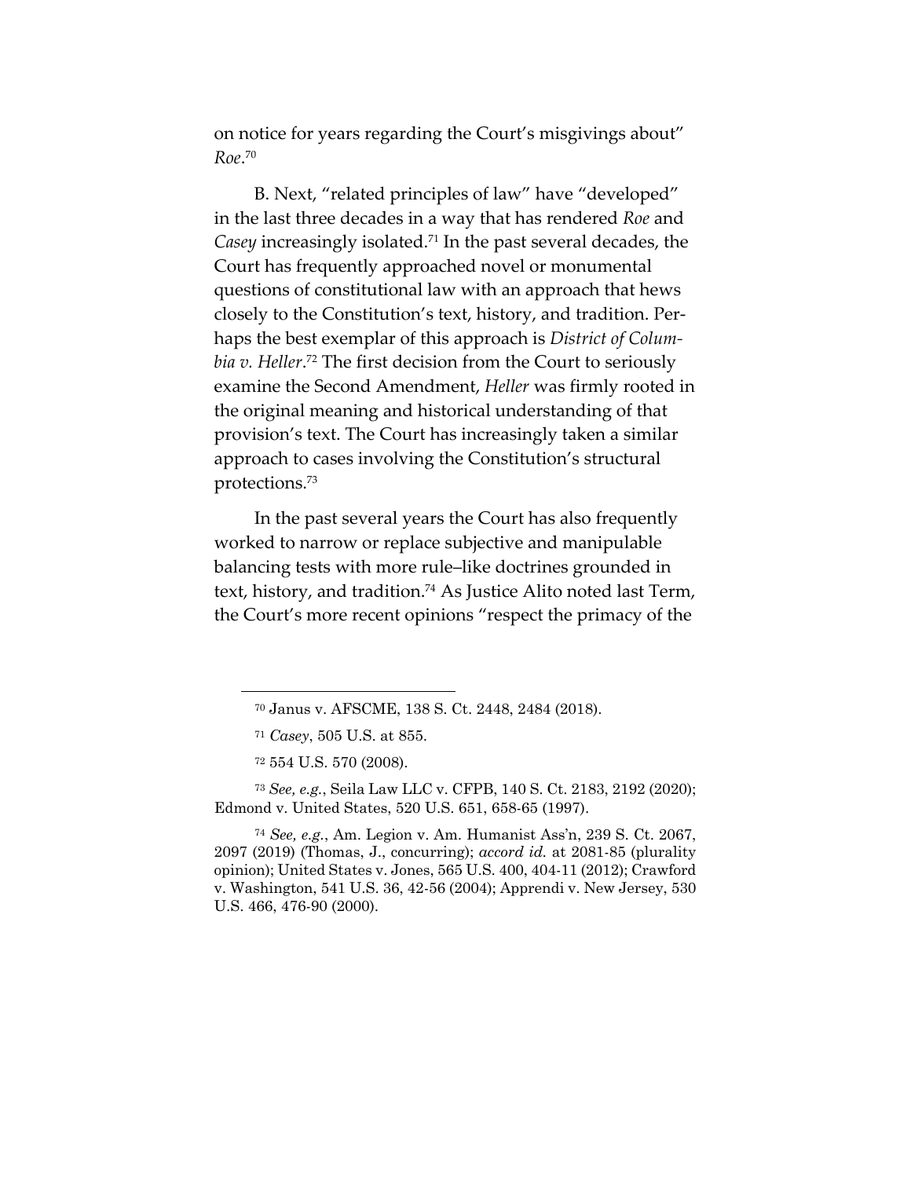on notice for years regarding the Court's misgivings about" *Roe*.[70]

B. Next, "related principles of law" have "developed" in the last three decades in a way that has rendered *Roe* and *Casey* increasingly isolated.[71] In the past several decades, the Court has frequently approached novel or monumental questions of constitutional law with an approach that hews closely to the Constitution's text, history, and tradition. Perhaps the best exemplar of this approach is *District of Columbia v. Heller*.[72] The first decision from the Court to seriously examine the Second Amendment, *Heller* was firmly rooted in the original meaning and historical understanding of that provision's text. The Court has increasingly taken a similar approach to cases involving the Constitution's structural protections.[73]

In the past several years the Court has also frequently worked to narrow or replace subjective and manipulable balancing tests with more rule–like doctrines grounded in text, history, and tradition.[74] As Justice Alito noted last Term, the Court's more recent opinions "respect the primacy of the

---

[70] Janus v. AFSCME, 138 S. Ct. 2448, 2484 (2018).

[71] *Casey*, 505 U.S. at 855.

[72] 554 U.S. 570 (2008).

[73] *See, e.g.*, Seila Law LLC v. CFPB, 140 S. Ct. 2183, 2192 (2020); Edmond v. United States, 520 U.S. 651, 658-65 (1997).

[74] *See, e.g.*, Am. Legion v. Am. Humanist Ass'n, 239 S. Ct. 2067, 2097 (2019) (Thomas, J., concurring); *accord id.* at 2081-85 (plurality opinion); United States v. Jones, 565 U.S. 400, 404-11 (2012); Crawford v. Washington, 541 U.S. 36, 42-56 (2004); Apprendi v. New Jersey, 530 U.S. 466, 476-90 (2000).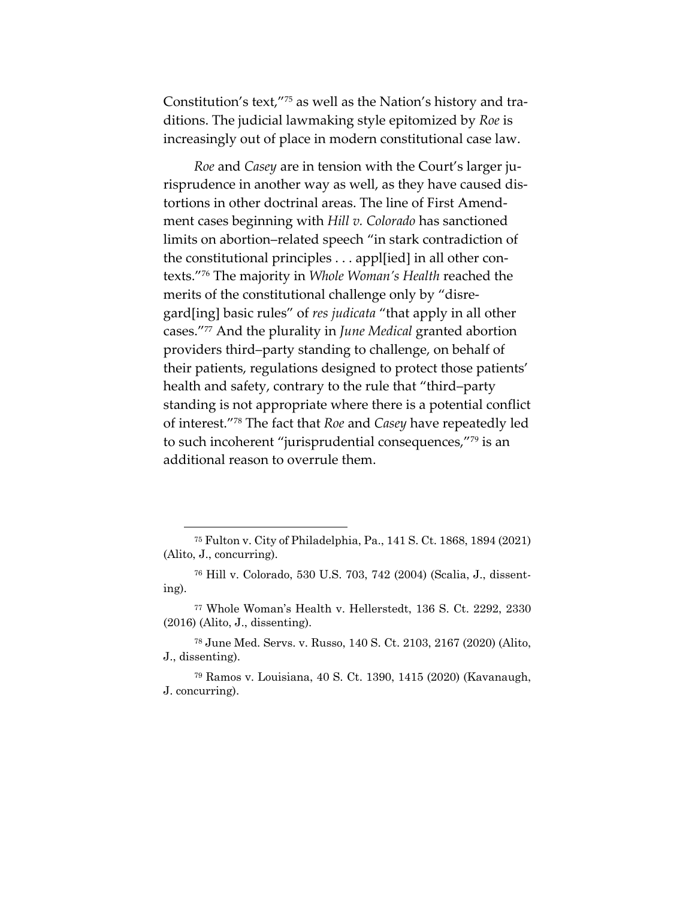Constitution's text,"[75] as well as the Nation's history and traditions. The judicial lawmaking style epitomized by *Roe* is increasingly out of place in modern constitutional case law.

*Roe* and *Casey* are in tension with the Court's larger jurisprudence in another way as well, as they have caused distortions in other doctrinal areas. The line of First Amendment cases beginning with *Hill v. Colorado* has sanctioned limits on abortion–related speech "in stark contradiction of the constitutional principles . . . appl[ied] in all other contexts."[76] The majority in *Whole Woman's Health* reached the merits of the constitutional challenge only by "disregard[ing] basic rules" of *res judicata* "that apply in all other cases."[77] And the plurality in *June Medical* granted abortion providers third–party standing to challenge, on behalf of their patients, regulations designed to protect those patients' health and safety, contrary to the rule that "third–party standing is not appropriate where there is a potential conflict of interest."[78] The fact that *Roe* and *Casey* have repeatedly led to such incoherent "jurisprudential consequences,"[79] is an additional reason to overrule them.

---

[75] Fulton v. City of Philadelphia, Pa., 141 S. Ct. 1868, 1894 (2021) (Alito, J., concurring).

[76] Hill v. Colorado, 530 U.S. 703, 742 (2004) (Scalia, J., dissenting).

[77] Whole Woman's Health v. Hellerstedt, 136 S. Ct. 2292, 2330 (2016) (Alito, J., dissenting).

[78] June Med. Servs. v. Russo, 140 S. Ct. 2103, 2167 (2020) (Alito, J., dissenting).

[79] Ramos v. Louisiana, 40 S. Ct. 1390, 1415 (2020) (Kavanaugh, J. concurring).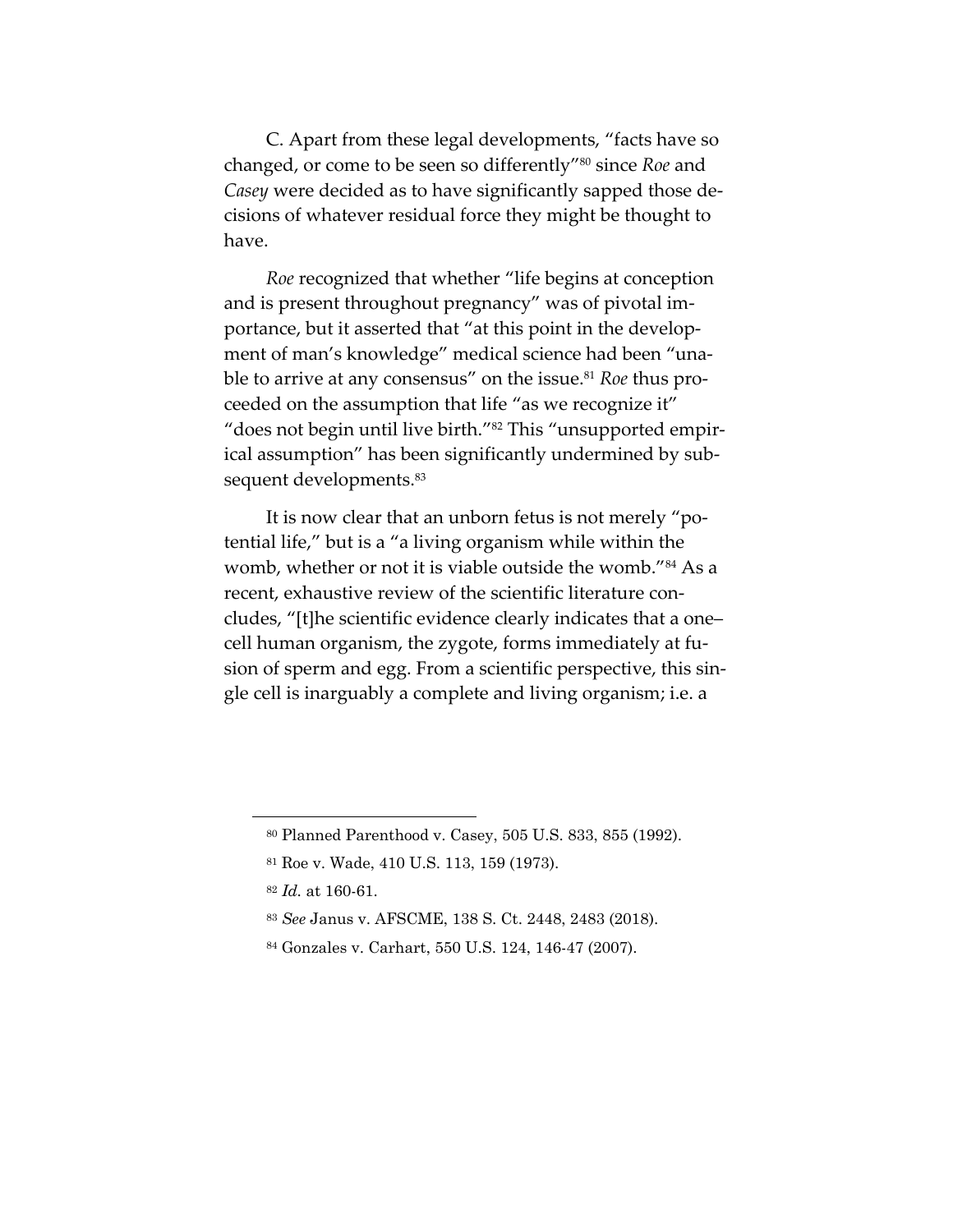C. Apart from these legal developments, "facts have so changed, or come to be seen so differently"[80] since *Roe* and *Casey* were decided as to have significantly sapped those decisions of whatever residual force they might be thought to have.

*Roe* recognized that whether "life begins at conception and is present throughout pregnancy" was of pivotal importance, but it asserted that "at this point in the development of man's knowledge" medical science had been "unable to arrive at any consensus" on the issue.[81] *Roe* thus proceeded on the assumption that life "as we recognize it" "does not begin until live birth."[82] This "unsupported empirical assumption" has been significantly undermined by subsequent developments.[83]

It is now clear that an unborn fetus is not merely "potential life," but is a "living organism while within the womb, whether or not it is viable outside the womb."[84] As a recent, exhaustive review of the scientific literature concludes, "[t]he scientific evidence clearly indicates that a one–cell human organism, the zygote, forms immediately at fusion of sperm and egg. From a scientific perspective, this single cell is inarguably a complete and living organism; i.e. a

---

[80] Planned Parenthood v. Casey, 505 U.S. 833, 855 (1992).

[81] Roe v. Wade, 410 U.S. 113, 159 (1973).

[82] *Id.* at 160-61.

[83] *See* Janus v. AFSCME, 138 S. Ct. 2448, 2483 (2018).

[84] Gonzales v. Carhart, 550 U.S. 124, 146-47 (2007).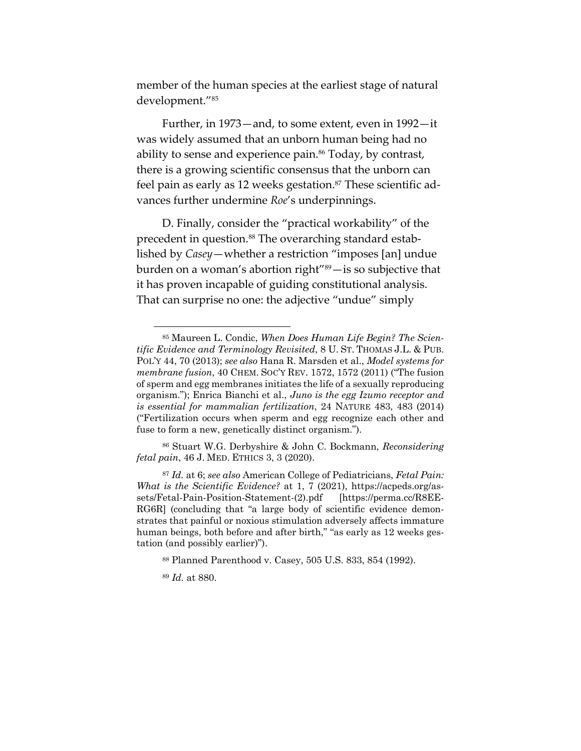member of the human species at the earliest stage of natural development."[85]

Further, in 1973—and, to some extent, even in 1992—it was widely assumed that an unborn human being had no ability to sense and experience pain.[86] Today, by contrast, there is a growing scientific consensus that the unborn can feel pain as early as 12 weeks gestation.[87] These scientific advances further undermine *Roe*'s underpinnings.

D. Finally, consider the "practical workability" of the precedent in question.[88] The overarching standard established by *Casey*—whether a restriction "imposes [an] undue burden on a woman's abortion right"[89]—is so subjective that it has proven incapable of guiding constitutional analysis. That can surprise no one: the adjective "undue" simply

---

[85] Maureen L. Condic, *When Does Human Life Begin? The Scientific Evidence and Terminology Revisited*, 8 U. ST. THOMAS J.L. & PUB. POL'Y 44, 70 (2013); *see also* Hana R. Marsden et al., *Model systems for membrane fusion*, 40 CHEM. SOC'Y REV. 1572, 1572 (2011) ("The fusion of sperm and egg membranes initiates the life of a sexually reproducing organism."); Enrica Bianchi et al., *Juno is the egg Izumo receptor and is essential for mammalian fertilization*, 24 NATURE 483, 483 (2014) ("Fertilization occurs when sperm and egg recognize each other and fuse to form a new, genetically distinct organism.").

[86] Stuart W.G. Derbyshire & John C. Bockmann, *Reconsidering fetal pain*, 46 J. MED. ETHICS 3, 3 (2020).

[87] *Id.* at 6; *see also* American College of Pediatricians, *Fetal Pain: What is the Scientific Evidence?* at 1, 7 (2021), https://acpeds.org/assets/Fetal-Pain-Position-Statement-(2).pdf [https://perma.cc/R8EE-RG6R] (concluding that "a large body of scientific evidence demonstrates that painful or noxious stimulation adversely affects immature human beings, both before and after birth," "as early as 12 weeks gestation (and possibly earlier)").

[88] Planned Parenthood v. Casey, 505 U.S. 833, 854 (1992).

[89] *Id.* at 880.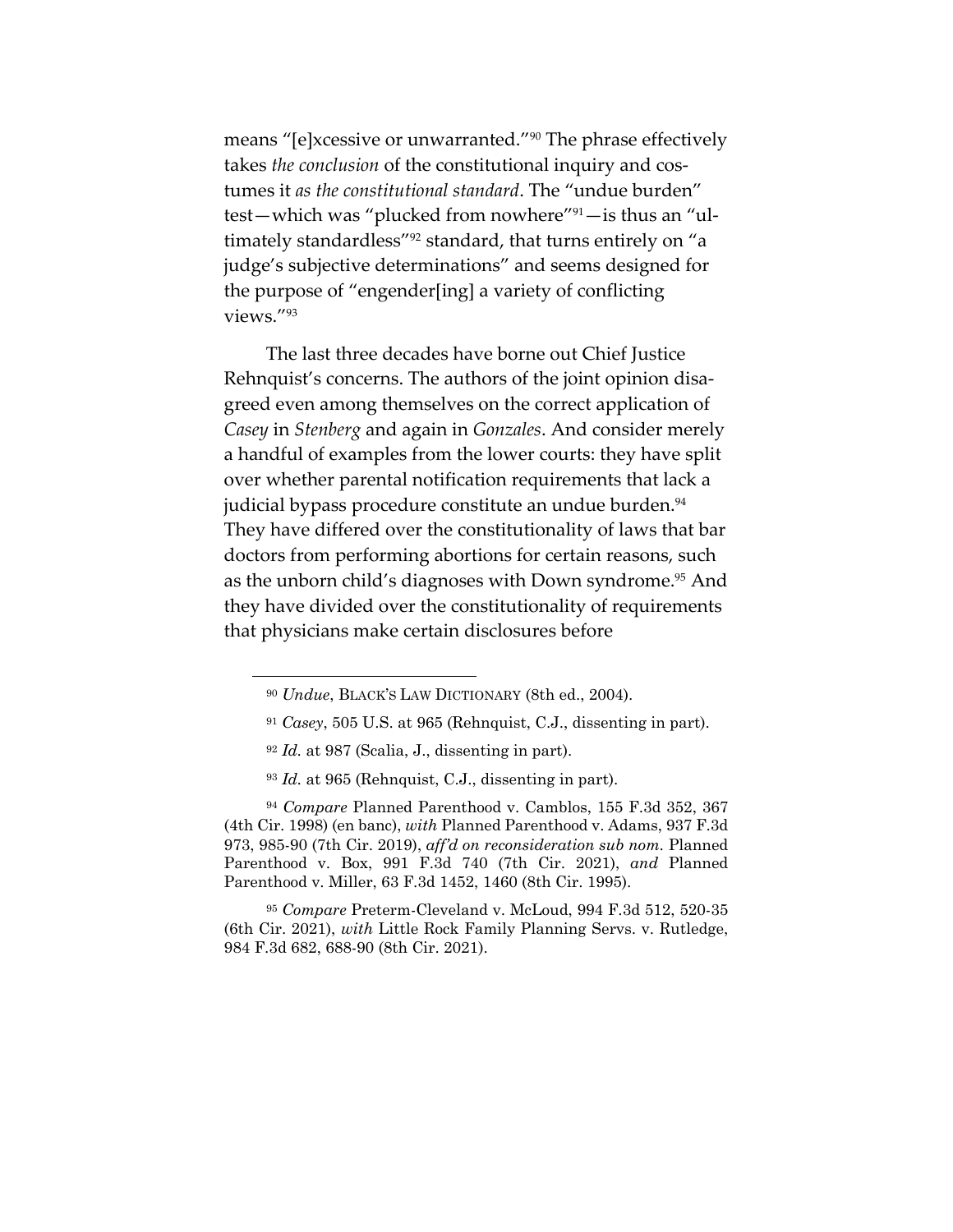means "[e]xcessive or unwarranted."[90] The phrase effectively takes *the conclusion* of the constitutional inquiry and costumes it *as the constitutional standard*. The "undue burden" test—which was "plucked from nowhere"[91]—is thus an "ultimately standardless"[92] standard, that turns entirely on "a judge's subjective determinations" and seems designed for the purpose of "engender[ing] a variety of conflicting views."[93]

The last three decades have borne out Chief Justice Rehnquist's concerns. The authors of the joint opinion disagreed even among themselves on the correct application of *Casey* in *Stenberg* and again in *Gonzales*. And consider merely a handful of examples from the lower courts: they have split over whether parental notification requirements that lack a judicial bypass procedure constitute an undue burden.[94] They have differed over the constitutionality of laws that bar doctors from performing abortions for certain reasons, such as the unborn child's diagnoses with Down syndrome.[95] And they have divided over the constitutionality of requirements that physicians make certain disclosures before

---

[90] *Undue*, BLACK'S LAW DICTIONARY (8th ed., 2004).

[91] *Casey*, 505 U.S. at 965 (Rehnquist, C.J., dissenting in part).

[92] *Id.* at 987 (Scalia, J., dissenting in part).

[93] *Id.* at 965 (Rehnquist, C.J., dissenting in part).

[94] *Compare* Planned Parenthood v. Camblos, 155 F.3d 352, 367 (4th Cir. 1998) (en banc), *with* Planned Parenthood v. Adams, 937 F.3d 973, 985-90 (7th Cir. 2019), *aff'd on reconsideration sub nom.* Planned Parenthood v. Box, 991 F.3d 740 (7th Cir. 2021), *and* Planned Parenthood v. Miller, 63 F.3d 1452, 1460 (8th Cir. 1995).

[95] *Compare* Preterm-Cleveland v. McLoud, 994 F.3d 512, 520-35 (6th Cir. 2021), *with* Little Rock Family Planning Servs. v. Rutledge, 984 F.3d 682, 688-90 (8th Cir. 2021).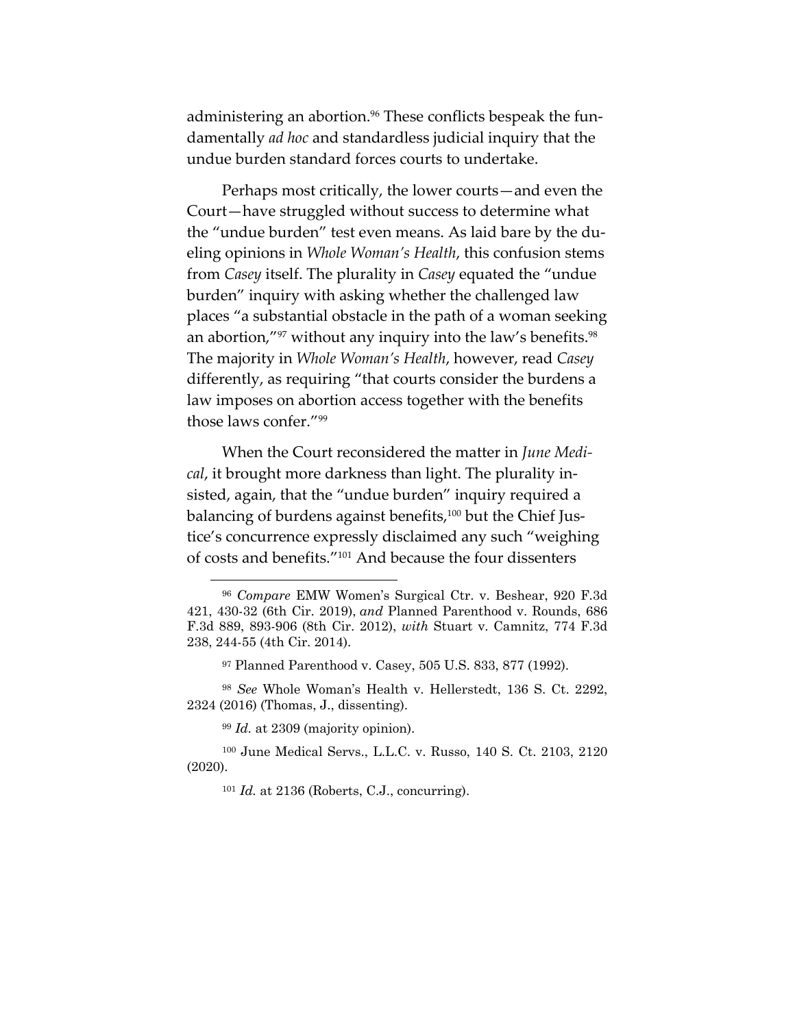administering an abortion.[96] These conflicts bespeak the fundamentally *ad hoc* and standardless judicial inquiry that the undue burden standard forces courts to undertake.

Perhaps most critically, the lower courts—and even the Court—have struggled without success to determine what the "undue burden" test even means. As laid bare by the dueling opinions in *Whole Woman's Health*, this confusion stems from *Casey* itself. The plurality in *Casey* equated the "undue burden" inquiry with asking whether the challenged law places "a substantial obstacle in the path of a woman seeking an abortion,"[97] without any inquiry into the law's benefits.[98] The majority in *Whole Woman's Health*, however, read *Casey* differently, as requiring "that courts consider the burdens a law imposes on abortion access together with the benefits those laws confer."[99]

When the Court reconsidered the matter in *June Medical*, it brought more darkness than light. The plurality insisted, again, that the "undue burden" inquiry required a balancing of burdens against benefits,[100] but the Chief Justice's concurrence expressly disclaimed any such "weighing of costs and benefits."[101] And because the four dissenters

---

[96] *Compare* EMW Women's Surgical Ctr. v. Beshear, 920 F.3d 421, 430-32 (6th Cir. 2019), *and* Planned Parenthood v. Rounds, 686 F.3d 889, 893-906 (8th Cir. 2012), *with* Stuart v. Camnitz, 774 F.3d 238, 244-55 (4th Cir. 2014).

[97] Planned Parenthood v. Casey, 505 U.S. 833, 877 (1992).

[98] *See* Whole Woman's Health v. Hellerstedt, 136 S. Ct. 2292, 2324 (2016) (Thomas, J., dissenting).

[99] *Id.* at 2309 (majority opinion).

[100] June Medical Servs., L.L.C. v. Russo, 140 S. Ct. 2103, 2120 (2020).

[101] *Id.* at 2136 (Roberts, C.J., concurring).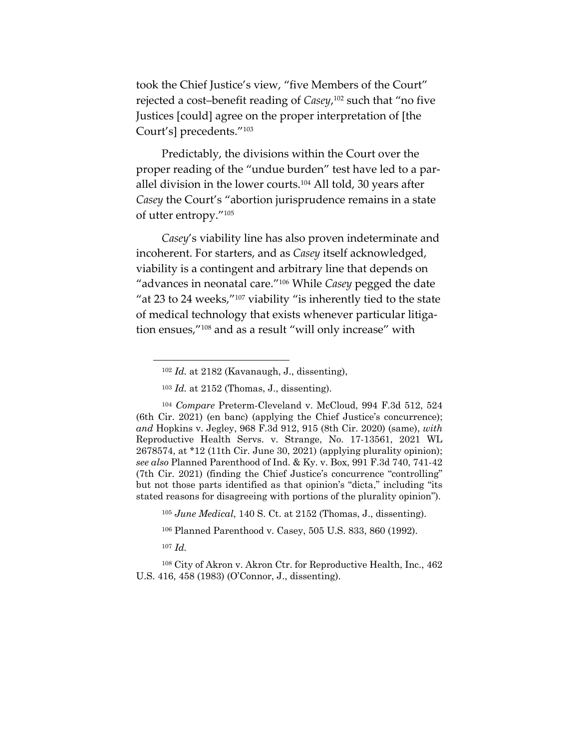took the Chief Justice's view, "five Members of the Court" rejected a cost–benefit reading of *Casey*,[102] such that "no five Justices [could] agree on the proper interpretation of [the Court's] precedents."[103]

Predictably, the divisions within the Court over the proper reading of the "undue burden" test have led to a parallel division in the lower courts.[104] All told, 30 years after *Casey* the Court's "abortion jurisprudence remains in a state of utter entropy."[105]

*Casey*'s viability line has also proven indeterminate and incoherent. For starters, and as *Casey* itself acknowledged, viability is a contingent and arbitrary line that depends on "advances in neonatal care."[106] While *Casey* pegged the date "at 23 to 24 weeks,"[107] viability "is inherently tied to the state of medical technology that exists whenever particular litigation ensues,"[108] and as a result "will only increase" with

---

[102] *Id.* at 2182 (Kavanaugh, J., dissenting),

[103] *Id.* at 2152 (Thomas, J., dissenting).

[104] *Compare* Preterm-Cleveland v. McCloud, 994 F.3d 512, 524 (6th Cir. 2021) (en banc) (applying the Chief Justice's concurrence); *and* Hopkins v. Jegley, 968 F.3d 912, 915 (8th Cir. 2020) (same), *with* Reproductive Health Servs. v. Strange, No. 17-13561, 2021 WL 2678574, at *12 (11th Cir. June 30, 2021) (applying plurality opinion); *see also* Planned Parenthood of Ind. & Ky. v. Box, 991 F.3d 740, 741-42 (7th Cir. 2021) (finding the Chief Justice's concurrence "controlling" but not those parts identified as that opinion's "dicta," including "its stated reasons for disagreeing with portions of the plurality opinion").

[105] *June Medical*, 140 S. Ct. at 2152 (Thomas, J., dissenting).

[106] Planned Parenthood v. Casey, 505 U.S. 833, 860 (1992).

[107] *Id.*

[108] City of Akron v. Akron Ctr. for Reproductive Health, Inc., 462 U.S. 416, 458 (1983) (O'Connor, J., dissenting).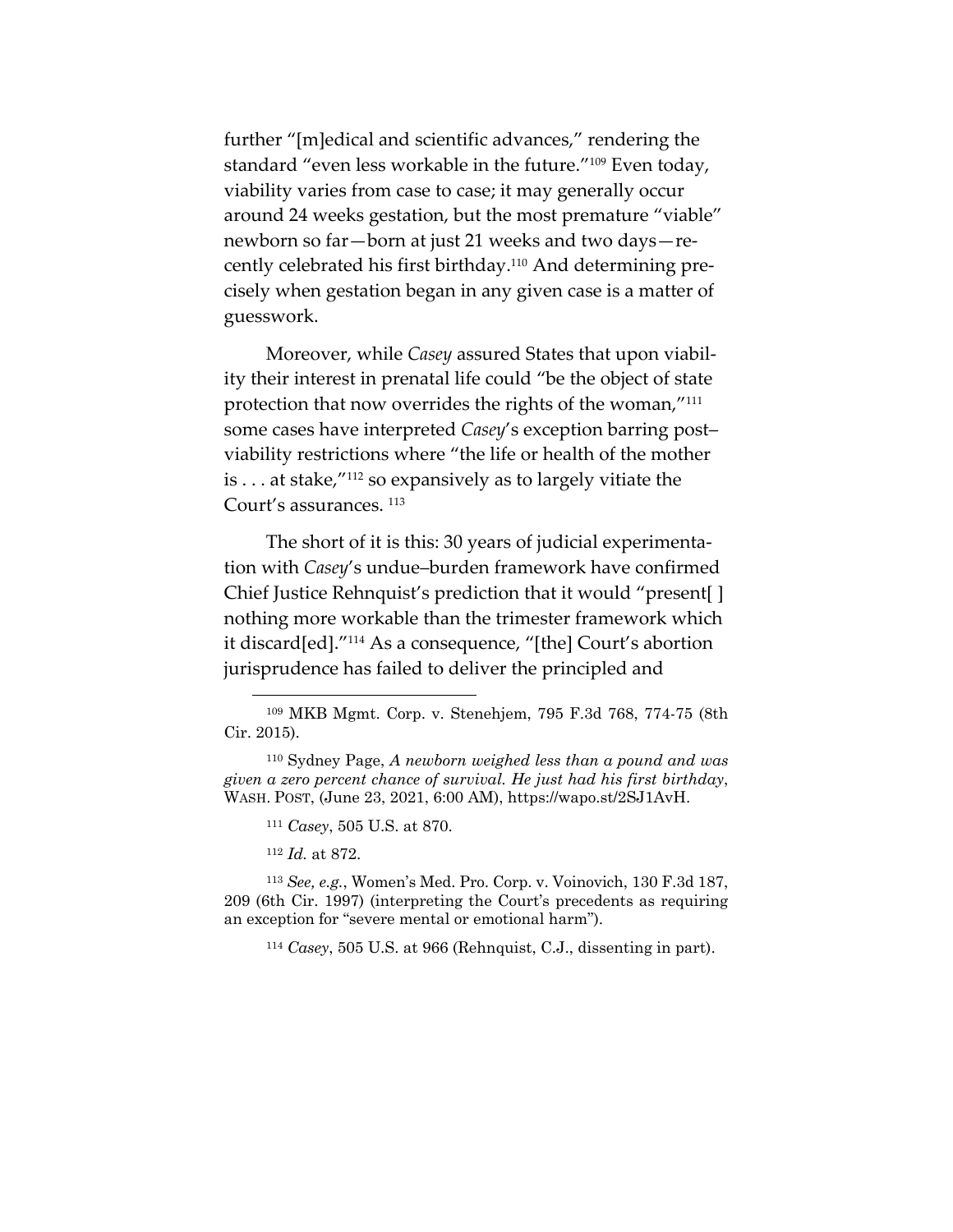further "[m]edical and scientific advances," rendering the standard "even less workable in the future."[109] Even today, viability varies from case to case; it may generally occur around 24 weeks gestation, but the most premature "viable" newborn so far—born at just 21 weeks and two days—recently celebrated his first birthday.[110] And determining precisely when gestation began in any given case is a matter of guesswork.

Moreover, while *Casey* assured States that upon viability their interest in prenatal life could "be the object of state protection that now overrides the rights of the woman,"[111] some cases have interpreted *Casey*'s exception barring post–viability restrictions where "the life or health of the mother is . . . at stake,"[112] so expansively as to largely vitiate the Court's assurances.[113]

The short of it is this: 30 years of judicial experimentation with *Casey*'s undue–burden framework have confirmed Chief Justice Rehnquist's prediction that it would "present[ ] nothing more workable than the trimester framework which it discard[ed]."[114] As a consequence, "[the] Court's abortion jurisprudence has failed to deliver the principled and

---

[109] MKB Mgmt. Corp. v. Stenehjem, 795 F.3d 768, 774-75 (8th Cir. 2015).

[110] Sydney Page, *A newborn weighed less than a pound and was given a zero percent chance of survival. He just had his first birthday*, WASH. POST, (June 23, 2021, 6:00 AM), https://wapo.st/2SJ1AvH.

[111] *Casey*, 505 U.S. at 870.

[112] *Id.* at 872.

[113] *See, e.g.*, Women's Med. Pro. Corp. v. Voinovich, 130 F.3d 187, 209 (6th Cir. 1997) (interpreting the Court's precedents as requiring an exception for "severe mental or emotional harm").

[114] *Casey*, 505 U.S. at 966 (Rehnquist, C.J., dissenting in part).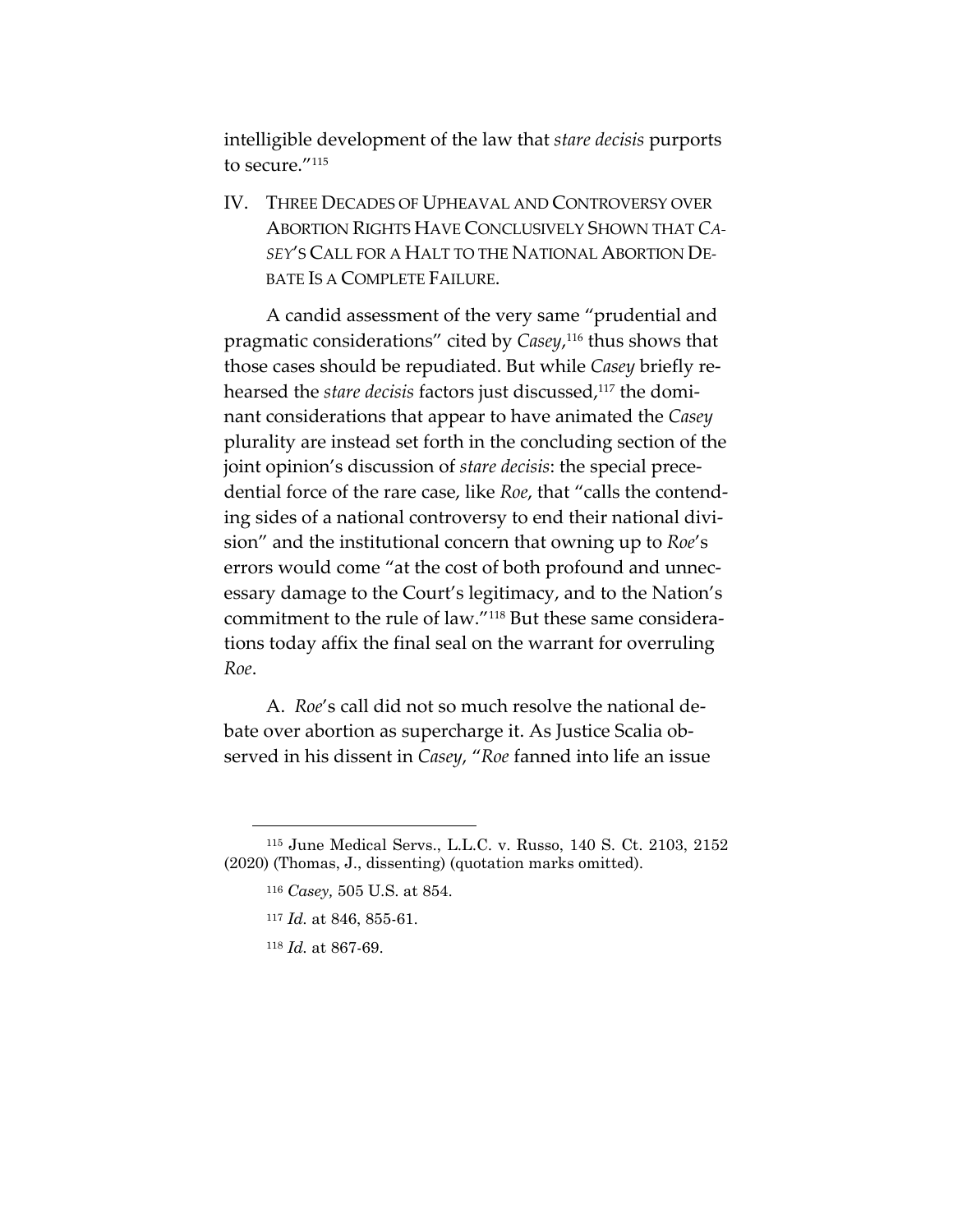intelligible development of the law that *stare decisis* purports to secure."[115]

## IV. THREE DECADES OF UPHEAVAL AND CONTROVERSY OVER ABORTION RIGHTS HAVE CONCLUSIVELY SHOWN THAT *CASEY*'S CALL FOR A HALT TO THE NATIONAL ABORTION DEBATE IS A COMPLETE FAILURE.

A candid assessment of the very same "prudential and pragmatic considerations" cited by *Casey*,[116] thus shows that those cases should be repudiated. But while *Casey* briefly rehearsed the *stare decisis* factors just discussed,[117] the dominant considerations that appear to have animated the *Casey* plurality are instead set forth in the concluding section of the joint opinion's discussion of *stare decisis*: the special precedential force of the rare case, like *Roe*, that "calls the contending sides of a national controversy to end their national division" and the institutional concern that owning up to *Roe*'s errors would come "at the cost of both profound and unnecessary damage to the Court's legitimacy, and to the Nation's commitment to the rule of law."[118] But these same considerations today affix the final seal on the warrant for overruling *Roe*.

A. *Roe*'s call did not so much resolve the national debate over abortion as supercharge it. As Justice Scalia observed in his dissent in *Casey*, "*Roe* fanned into life an issue

---

[115] June Medical Servs., L.L.C. v. Russo, 140 S. Ct. 2103, 2152 (2020) (Thomas, J., dissenting) (quotation marks omitted).

[116] *Casey*, 505 U.S. at 854.

[117] *Id.* at 846, 855-61.

[118] *Id.* at 867-69.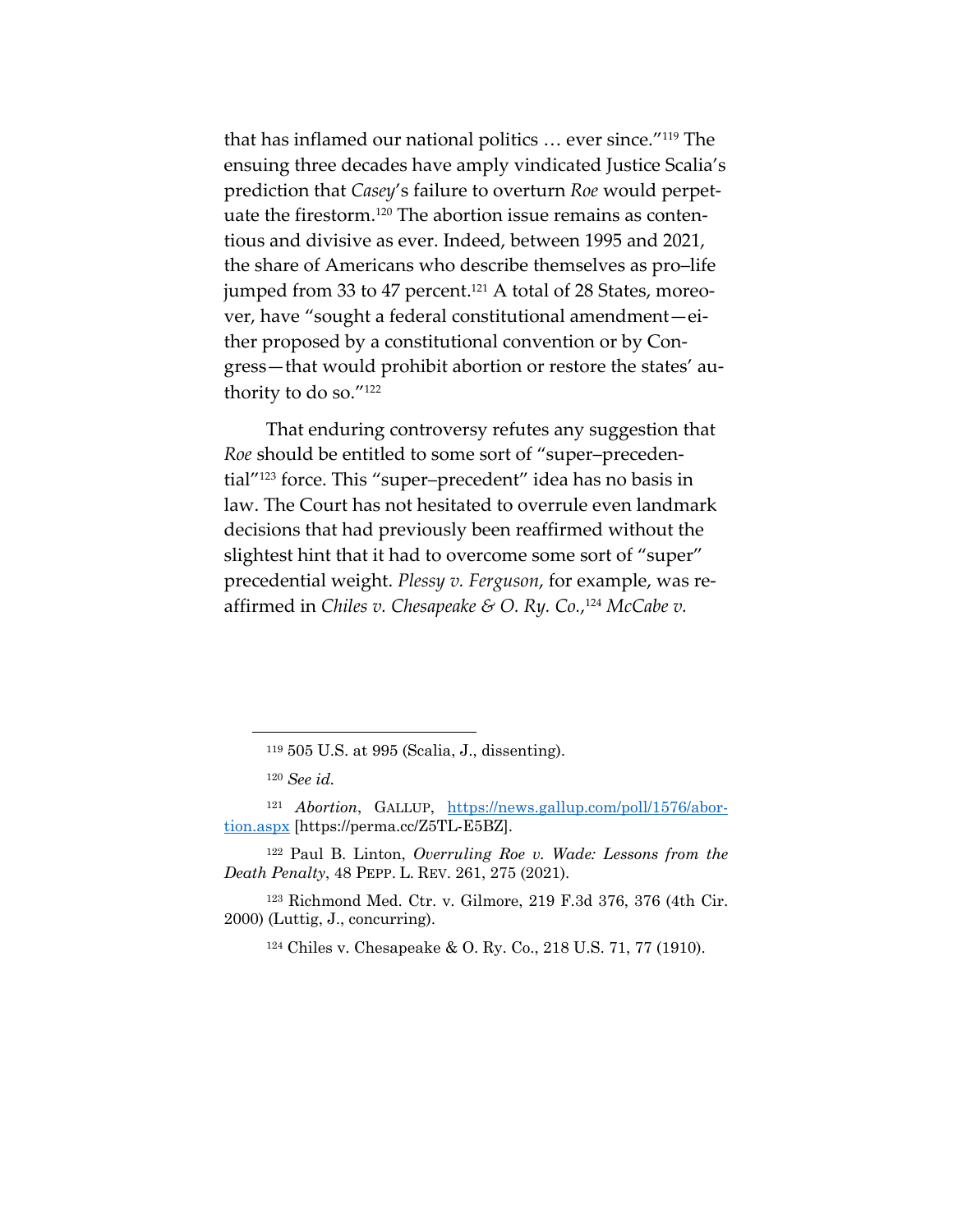that has inflamed our national politics … ever since."[119] The ensuing three decades have amply vindicated Justice Scalia's prediction that *Casey*'s failure to overturn *Roe* would perpetuate the firestorm.[120] The abortion issue remains as contentious and divisive as ever. Indeed, between 1995 and 2021, the share of Americans who describe themselves as pro–life jumped from 33 to 47 percent.[121] A total of 28 States, moreover, have "sought a federal constitutional amendment—either proposed by a constitutional convention or by Congress—that would prohibit abortion or restore the states' authority to do so."[122]

That enduring controversy refutes any suggestion that *Roe* should be entitled to some sort of "super–precedential"[123] force. This "super–precedent" idea has no basis in law. The Court has not hesitated to overrule even landmark decisions that had previously been reaffirmed without the slightest hint that it had to overcome some sort of "super" precedential weight. *Plessy v. Ferguson*, for example, was reaffirmed in *Chiles v. Chesapeake & O. Ry. Co.*,[124] *McCabe v.*

---

[119] 505 U.S. at 995 (Scalia, J., dissenting).

[120] *See id.*

[121] *Abortion*, GALLUP, https://news.gallup.com/poll/1576/abortion.aspx [https://perma.cc/Z5TL-E5BZ].

[122] Paul B. Linton, *Overruling Roe v. Wade: Lessons from the Death Penalty*, 48 PEPP. L. REV. 261, 275 (2021).

[123] Richmond Med. Ctr. v. Gilmore, 219 F.3d 376, 376 (4th Cir. 2000) (Luttig, J., concurring).

[124] Chiles v. Chesapeake & O. Ry. Co., 218 U.S. 71, 77 (1910).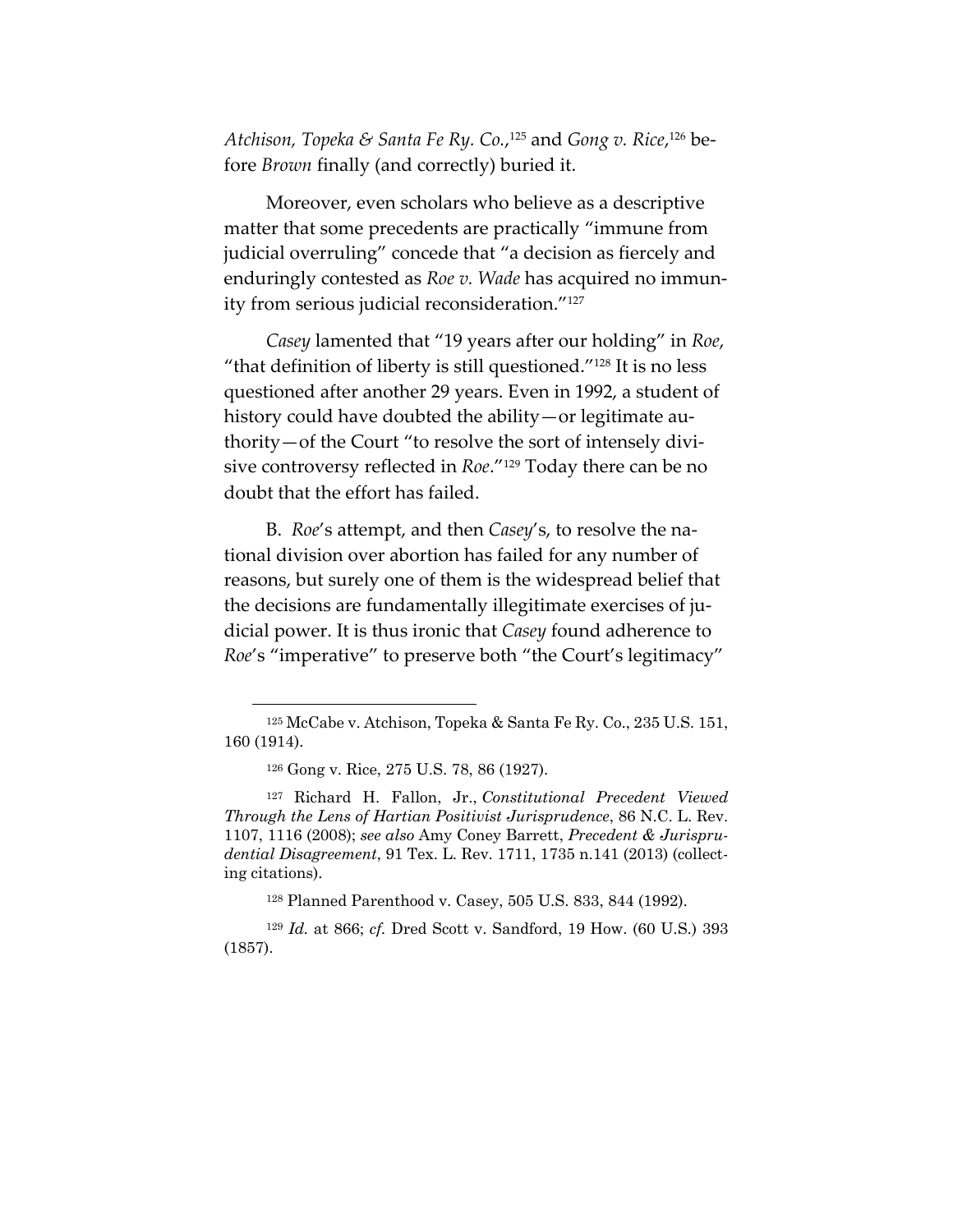*Atchison, Topeka & Santa Fe Ry. Co.*,[125] and *Gong v. Rice*,[126] before *Brown* finally (and correctly) buried it.

Moreover, even scholars who believe as a descriptive matter that some precedents are practically "immune from judicial overruling" concede that "a decision as fiercely and enduringly contested as *Roe v. Wade* has acquired no immunity from serious judicial reconsideration."[127]

*Casey* lamented that "19 years after our holding" in *Roe*, "that definition of liberty is still questioned."[128] It is no less questioned after another 29 years. Even in 1992, a student of history could have doubted the ability—or legitimate authority—of the Court "to resolve the sort of intensely divisive controversy reflected in *Roe*."[129] Today there can be no doubt that the effort has failed.

B. *Roe*'s attempt, and then *Casey*'s, to resolve the national division over abortion has failed for any number of reasons, but surely one of them is the widespread belief that the decisions are fundamentally illegitimate exercises of judicial power. It is thus ironic that *Casey* found adherence to *Roe*'s "imperative" to preserve both "the Court's legitimacy"

---

[125] McCabe v. Atchison, Topeka & Santa Fe Ry. Co., 235 U.S. 151, 160 (1914).

[126] Gong v. Rice, 275 U.S. 78, 86 (1927).

[127] Richard H. Fallon, Jr., *Constitutional Precedent Viewed Through the Lens of Hartian Positivist Jurisprudence*, 86 N.C. L. Rev. 1107, 1116 (2008); *see also* Amy Coney Barrett, *Precedent & Jurisprudential Disagreement*, 91 Tex. L. Rev. 1711, 1735 n.141 (2013) (collecting citations).

[128] Planned Parenthood v. Casey, 505 U.S. 833, 844 (1992).

[129] *Id.* at 866; *cf.* Dred Scott v. Sandford, 19 How. (60 U.S.) 393 (1857).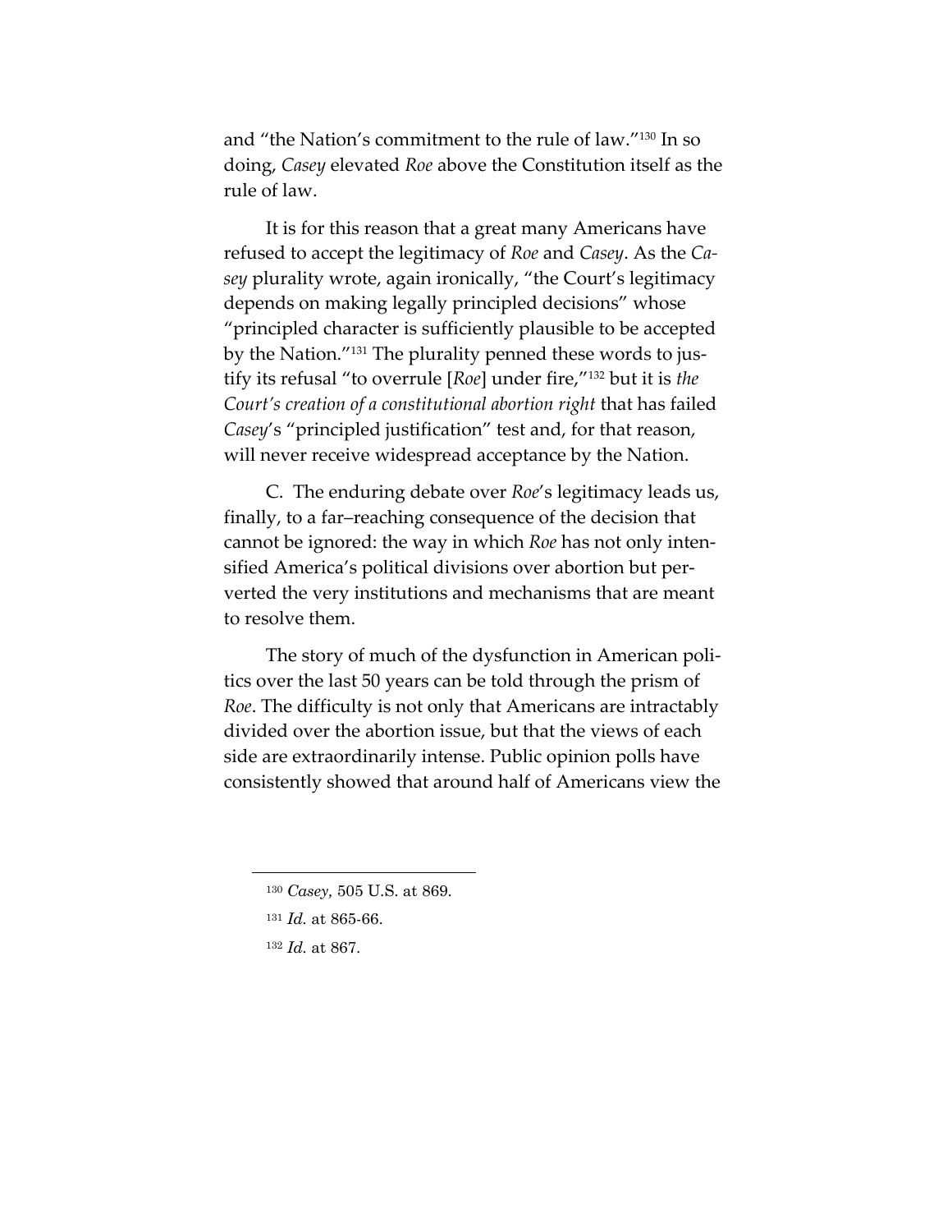and "the Nation's commitment to the rule of law."[130] In so doing, *Casey* elevated *Roe* above the Constitution itself as the rule of law.

It is for this reason that a great many Americans have refused to accept the legitimacy of *Roe* and *Casey*. As the *Casey* plurality wrote, again ironically, "the Court's legitimacy depends on making legally principled decisions" whose "principled character is sufficiently plausible to be accepted by the Nation."[131] The plurality penned these words to justify its refusal "to overrule [*Roe*] under fire,"[132] but it is *the Court's creation of a constitutional abortion right* that has failed *Casey*'s "principled justification" test and, for that reason, will never receive widespread acceptance by the Nation.

C. The enduring debate over *Roe*'s legitimacy leads us, finally, to a far–reaching consequence of the decision that cannot be ignored: the way in which *Roe* has not only intensified America's political divisions over abortion but perverted the very institutions and mechanisms that are meant to resolve them.

The story of much of the dysfunction in American politics over the last 50 years can be told through the prism of *Roe*. The difficulty is not only that Americans are intractably divided over the abortion issue, but that the views of each side are extraordinarily intense. Public opinion polls have consistently showed that around half of Americans view the

---

[130] *Casey*, 505 U.S. at 869.

[131] *Id.* at 865-66.

[132] *Id.* at 867.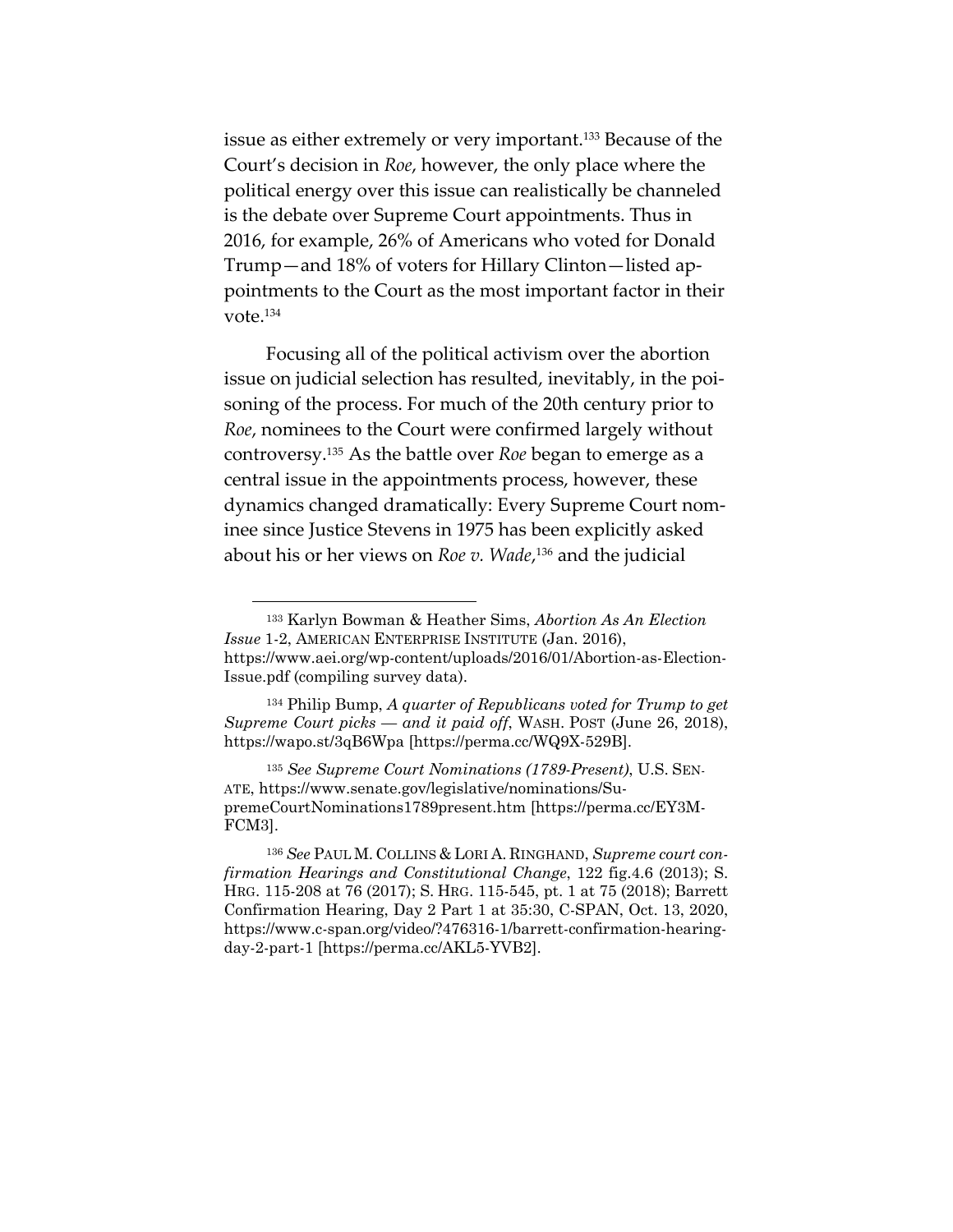issue as either extremely or very important.[133] Because of the Court's decision in *Roe*, however, the only place where the political energy over this issue can realistically be channeled is the debate over Supreme Court appointments. Thus in 2016, for example, 26% of Americans who voted for Donald Trump—and 18% of voters for Hillary Clinton—listed appointments to the Court as the most important factor in their vote.[134]

Focusing all of the political activism over the abortion issue on judicial selection has resulted, inevitably, in the poisoning of the process. For much of the 20th century prior to *Roe*, nominees to the Court were confirmed largely without controversy.[135] As the battle over *Roe* began to emerge as a central issue in the appointments process, however, these dynamics changed dramatically: Every Supreme Court nominee since Justice Stevens in 1975 has been explicitly asked about his or her views on *Roe v. Wade*,[136] and the judicial

---

[133] Karlyn Bowman & Heather Sims, *Abortion As An Election Issue* 1-2, AMERICAN ENTERPRISE INSTITUTE (Jan. 2016), https://www.aei.org/wp-content/uploads/2016/01/Abortion-as-Election-Issue.pdf (compiling survey data).

[134] Philip Bump, *A quarter of Republicans voted for Trump to get Supreme Court picks — and it paid off*, WASH. POST (June 26, 2018), https://wapo.st/3qB6Wpa [https://perma.cc/WQ9X-529B].

[135] *See Supreme Court Nominations (1789-Present)*, U.S. SENATE, https://www.senate.gov/legislative/nominations/SupremeCourtNominations1789present.htm [https://perma.cc/EY3M-FCM3].

[136] *See* PAUL M. COLLINS & LORI A. RINGHAND, *Supreme court confirmation Hearings and Constitutional Change*, 122 fig.4.6 (2013); S. HRG. 115-208 at 76 (2017); S. HRG. 115-545, pt. 1 at 75 (2018); Barrett Confirmation Hearing, Day 2 Part 1 at 35:30, C-SPAN, Oct. 13, 2020, https://www.c-span.org/video/?476316-1/barrett-confirmation-hearing-day-2-part-1 [https://perma.cc/AKL5-YVB2].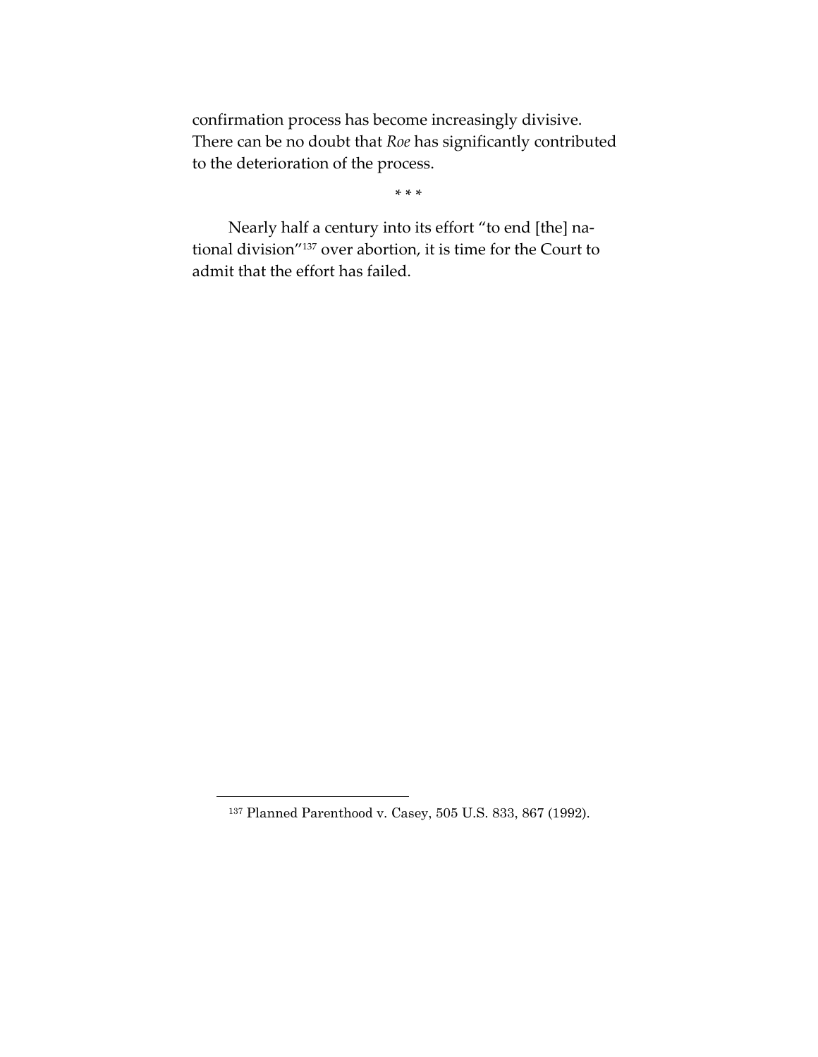confirmation process has become increasingly divisive. There can be no doubt that *Roe* has significantly contributed to the deterioration of the process.

* * *

Nearly half a century into its effort "to end [the] national division"[137] over abortion, it is time for the Court to admit that the effort has failed.

---

[137] Planned Parenthood v. Casey, 505 U.S. 833, 867 (1992).